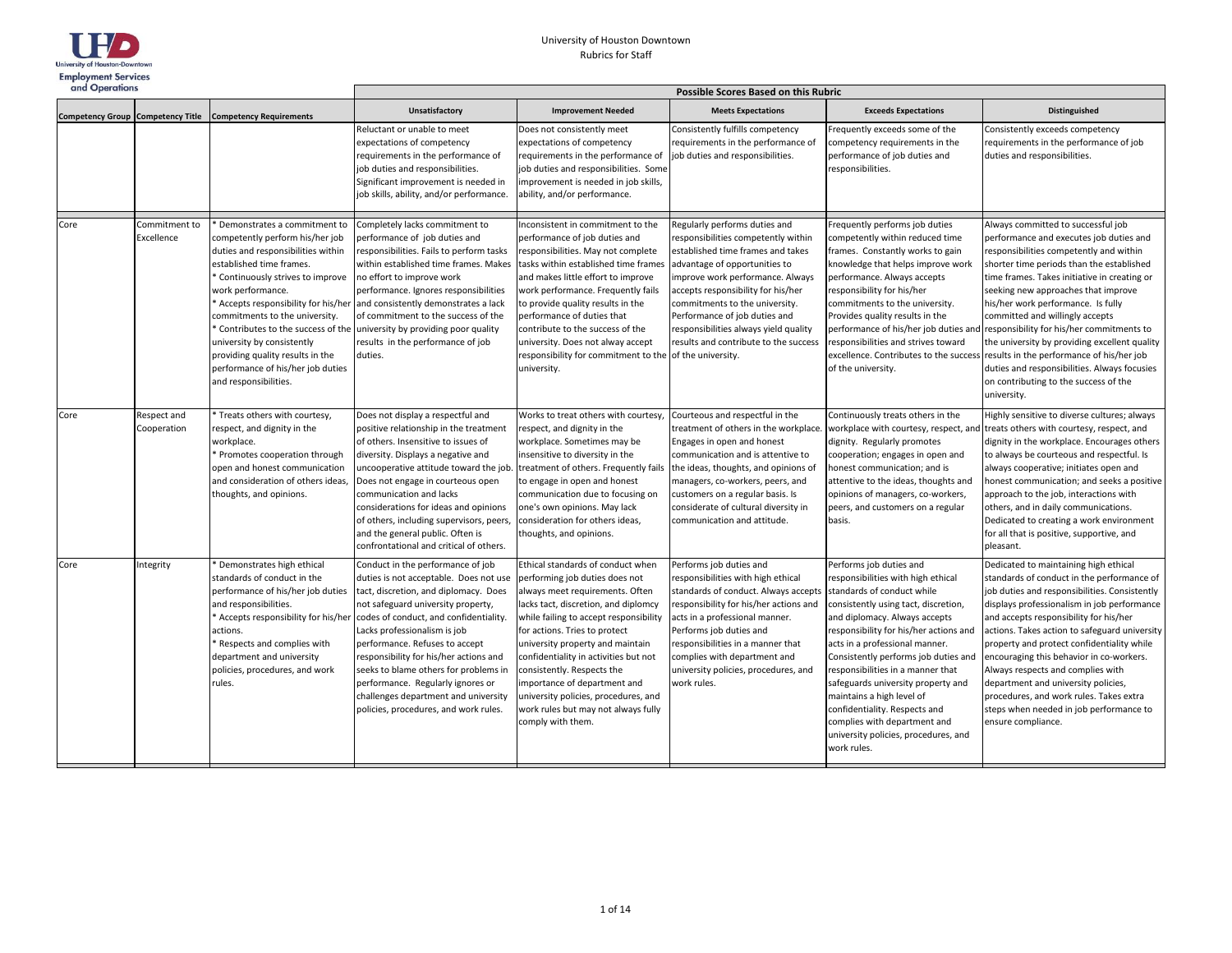University of Houston Downtown
Rubrics for Staff

University of Houston-Downtown
Employment Services and Operations

| Competency Group | Competency Title | Competency Requirements | Possible Scores Based on this Rubric | | | | |
|---|---|---|---|---|---|---|---|
| | | | **Unsatisfactory** | **Improvement Needed** | **Meets Expectations** | **Exceeds Expectations** | **Distinguished** |
| | | | Reluctant or unable to meet expectations of competency requirements in the performance of job duties and responsibilities. Significant improvement is needed in job skills, ability, and/or performance. | Does not consistently meet expectations of competency requirements in the performance of job duties and responsibilities. Some improvement is needed in job skills, ability, and/or performance. | Consistently fulfills competency requirements in the performance of job duties and responsibilities. | Frequently exceeds some of the competency requirements in the performance of job duties and responsibilities. | Consistently exceeds competency requirements in the performance of job duties and responsibilities. |
| Core | Commitment to Excellence | * Demonstrates a commitment to competently perform his/her job duties and responsibilities within established time frames.<br>* Continuously strives to improve work performance.<br>* Accepts responsibility for his/her commitments to the university.<br>* Contributes to the success of the university by consistently providing quality results in the performance of his/her job duties and responsibilities. | Completely lacks commitment to performance of job duties and responsibilities. Fails to perform tasks within established time frames. Makes no effort to improve work performance. Ignores responsibilities and consistently demonstrates a lack of commitment to the success of the university by providing poor quality results in the performance of job duties. | Inconsistent in commitment to the performance of job duties and responsibilities. May not complete tasks within established time frames and makes little effort to improve work performance. Frequently fails to provide quality results in the performance of duties that contribute to the success of the university. Does not alway accept responsibility for commitment to the university. | Regularly performs duties and responsibilities competently within established time frames and takes advantage of opportunities to improve work performance. Always accepts responsibility for his/her commitments to the university. Performance of job duties and responsibilities always yield quality results and contribute to the success of the university. | Frequently performs job duties competently within reduced time frames. Constantly works to gain knowledge that helps improve work performance. Always accepts responsibility for his/her commitments to the university. Provides quality results in the performance of his/her job duties and responsibilities and strives toward excellence. Contributes to the success of the university. | Always committed to successful job performance and executes job duties and responsibilities competently and within shorter time periods than the established time frames. Takes initiative in creating or seeking new approaches that improve his/her work performance. Is fully committed and willingly accepts responsibility for his/her commitments to the university by providing excellent quality results in the performance of his/her job duties and responsibilities. Always focusies on contributing to the success of the university. |
| Core | Respect and Cooperation | * Treats others with courtesy, respect, and dignity in the workplace.<br>* Promotes cooperation through open and honest communication and consideration of others ideas, thoughts, and opinions. | Does not display a respectful and positive relationship in the treatment of others. Insensitive to issues of diversity. Displays a negative and uncooperative attitude toward the job. Does not engage in courteous open communication and lacks considerations for ideas and opinions of others, including supervisors, peers, and the general public. Often is confrontational and critical of others. | Works to treat others with courtesy, respect, and dignity in the workplace. Sometimes may be insensitive to diversity in the treatment of others. Frequently fails to engage in open and honest communication due to focusing on one's own opinions. May lack consideration for others ideas, thoughts, and opinions. | Courteous and respectful in the treatment of others in the workplace. Engages in open and honest communication and is attentive to the ideas, thoughts, and opinions of managers, co-workers, peers, and customers on a regular basis. Is considerate of cultural diversity in communication and attitude. | Continuously treats others in the workplace with courtesy, respect, and dignity. Regularly promotes cooperation; engages in open and honest communication; and is attentive to the ideas, thoughts and opinions of managers, co-workers, peers, and customers on a regular basis. | Highly sensitive to diverse cultures; always treats others with courtesy, respect, and dignity in the workplace. Encourages others to always be courteous and respectful. Is always cooperative; initiates open and honest communication; and seeks a positive approach to the job, interactions with others, and in daily communications. Dedicated to creating a work environment for all that is positive, supportive, and pleasant. |
| Core | Integrity | * Demonstrates high ethical standards of conduct in the performance of his/her job duties and responsibilities.<br>* Accepts responsibility for his/her actions.<br>* Respects and complies with department and university policies, procedures, and work rules. | Conduct in the performance of job duties is not acceptable. Does not use tact, discretion, and diplomacy. Does not safeguard university property, codes of conduct, and confidentiality. Lacks professionalism is job performance. Refuses to accept responsibility for his/her actions and seeks to blame others for problems in performance. Regularly ignores or challenges department and university policies, procedures, and work rules. | Ethical standards of conduct when performing job duties does not always meet requirements. Often lacks tact, discretion, and diplomcy while failing to accept responsibility for actions. Tries to protect university property and maintain confidentiality in activities but not consistently. Respects the importance of department and university policies, procedures, and work rules but may not always fully comply with them. | Performs job duties and responsibilities with high ethical standards of conduct. Always accepts responsibility for his/her actions and acts in a professional manner. Performs job duties and responsibilities in a manner that complies with department and university policies, procedures, and work rules. | Performs job duties and responsibilities with high ethical standards of conduct while consistently using tact, discretion, and diplomacy. Always accepts responsibility for his/her actions and acts in a professional manner. Consistently performs job duties and responsibilities in a manner that safeguards university property and maintains a high level of confidentiality. Respects and complies with department and university policies, procedures, and work rules. | Dedicated to maintaining high ethical standards of conduct in the performance of job duties and responsibilities. Consistently displays professionalism in job performance and accepts responsibility for his/her actions. Takes action to safeguard university property and protect confidentiality while encouraging this behavior in co-workers. Always respects and complies with department and university policies, procedures, and work rules. Takes extra steps when needed in job performance to ensure compliance. |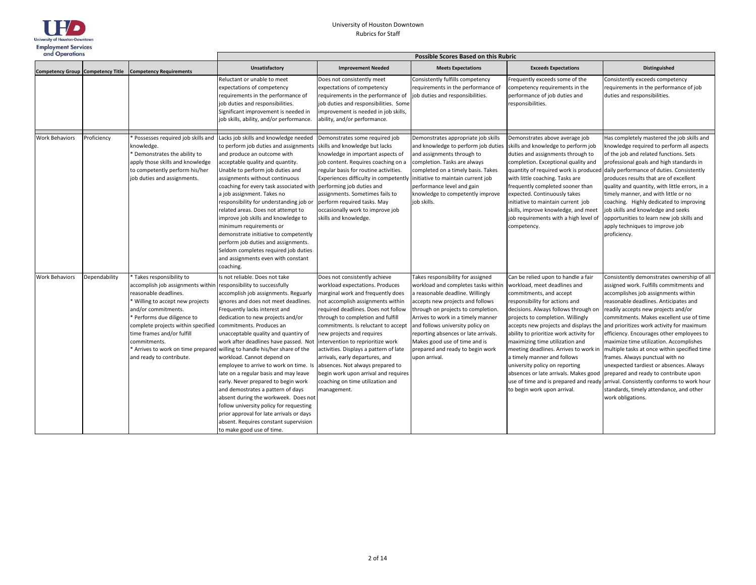University of Houston Downtown
Rubrics for Staff

| | | | Possible Scores Based on this Rubric | | | | |
|---|---|---|---|---|---|---|---|
| **Competency Group** | **Competency Title** | **Competency Requirements** | **Unsatisfactory** | **Improvement Needed** | **Meets Expectations** | **Exceeds Expectations** | **Distinguished** |
| | | | Reluctant or unable to meet expectations of competency requirements in the performance of job duties and responsibilities. Significant improvement is needed in job skills, ability, and/or performance. | Does not consistently meet expectations of competency requirements in the performance of job duties and responsibilities. Some improvement is needed in job skills, ability, and/or performance. | Consistently fulfills competency requirements in the performance of job duties and responsibilities. | Frequently exceeds some of the competency requirements in the performance of job duties and responsibilities. | Consistently exceeds competency requirements in the performance of job duties and responsibilities. |
| Work Behaviors | Proficiency | * Possesses required job skills and knowledge.<br>* Demonstrates the ability to apply those skills and knowledge to competently perform his/her job duties and assignments. | Lacks job skills and knowledge needed to perform job duties and assignments and produce an outcome with acceptable quality and quantity. Unable to perform job duties and assignments without continuous coaching for every task associated with a job assignment. Takes no responsibility for understanding job or related areas. Does not attempt to improve job skills and knowledge to minimum requirements or demonstrate initiative to competently perform job duties and assignments. Seldom completes required job duties and assignments even with constant coaching. | Demonstrates some required job skills and knowledge but lacks knowledge in important aspects of job content. Requires coaching on a regular basis for routine activities. Experiences difficulty in competently performing job duties and assignments. Sometimes fails to perform required tasks. May occasionally work to improve job skills and knowledge. | Demonstrates appropriate job skills and knowledge to perform job duties and assignments through to completion. Tasks are always completed on a timely basis. Takes initiative to maintain current job performance level and gain knowledge to competently improve job skills. | Demonstrates above average job skills and knowledge to perform job duties and assignments through to completion. Exceptional quality and quantity of required work is produced with little coaching. Tasks are frequently completed sooner than expected. Continuously takes initiative to maintain current job skills, improve knowledge, and meet job requirements with a high level of competency. | Has completely mastered the job skills and knowledge required to perform all aspects of the job and related functions. Sets professional goals and high standards in daily performance of duties. Consistently produces results that are of excellent quality and quantity, with little errors, in a timely manner, and with little or no coaching. Highly dedicated to improving job skills and knowledge and seeks opportunities to learn new job skills and apply techniques to improve job proficiency. |
| Work Behaviors | Dependability | * Takes responsibility to accomplish job assignments within reasonable deadlines.<br>* Willing to accept new projects and/or commitments.<br>* Performs due diligence to complete projects within specified time frames and/or fulfill commitments.<br>* Arrives to work on time prepared and ready to contribute. | Is not reliable. Does not take responsibility to successfully accomplish job assignments. Regularly ignores and does not meet deadlines. Frequently lacks interest and dedication to new projects and/or commitments. Produces an unacceptable quality and quantity of work after deadlines have passed. Not willing to handle his/her share of the workload. Cannot depend on employee to arrive to work on time. Is late on a regular basis and may leave early. Never prepared to begin work and demostrates a pattern of days absent during the workweek. Does not follow university policy for requesting prior approval for late arrivals or days absent. Requires constant supervision to make good use of time. | Does not consistently achieve workload expectations. Produces marginal work and frequently does not accomplish assignments within required deadlines. Does not follow through to completion and fulfill commitments. Is reluctant to accept new projects and requires intervention to reprioritize work activities. Displays a pattern of late arrivals, early departures, and absences. Not always prepared to begin work upon arrival and requires coaching on time utilization and management. | Takes responsibility for assigned workload and completes tasks within a reasonable deadline. Willingly accepts new projects and follows through on projects to completion. Arrives to work in a timely manner and follows university policy on reporting absences or late arrivals. Makes good use of time and is prepared and ready to begin work upon arrival. | Can be relied upon to handle a fair workload, meet deadlines and commitments, and accept responsibility for actions and decisions. Always follows through on projects to completion. Willingly accepts new projects and displays the ability to prioritize work activity for maximizing time utilization and meeting deadlines. Arrives to work in a timely manner and follows university policy on reporting absences or late arrivals. Makes good use of time and is prepared and ready to begin work upon arrival. | Consistently demonstrates ownership of all assigned work. Fulfills commitments and accomplishes job assignments within reasonable deadlines. Anticipates and readily accepts new projects and/or commitments. Makes excellent use of time and prioritizes work activity for maximum efficiency. Encourages other employees to maximize time utilization. Accomplishes multiple tasks at once within specified time frames. Always punctual with no unexpected tardiest or absences. Always prepared and ready to contribute upon arrival. Consistently conforms to work hour standards, timely attendance, and other work obligations. |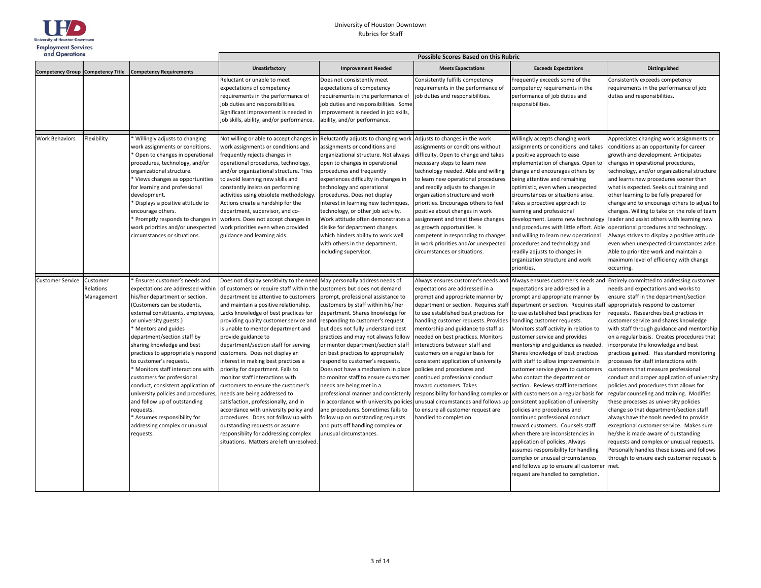University of Houston Downtown
Rubrics for Staff

| | | | Possible Scores Based on this Rubric | | | | |
|---|---|---|---|---|---|---|---|
| **Competency Group** | **Competency Title** | **Competency Requirements** | **Unsatisfactory** | **Improvement Needed** | **Meets Expectations** | **Exceeds Expectations** | **Distinguished** |
| | | | Reluctant or unable to meet expectations of competency requirements in the performance of job duties and responsibilities. Significant improvement is needed in job skills, ability, and/or performance. | Does not consistently meet expectations of competency requirements in the performance of job duties and responsibilities. Some improvement is needed in job skills, ability, and/or performance. | Consistently fulfills competency requirements in the performance of job duties and responsibilities. | Frequently exceeds some of the competency requirements in the performance of job duties and responsibilities. | Consistently exceeds competency requirements in the performance of job duties and responsibilities. |
| Work Behaviors | Flexibility | * Willingly adjusts to changing work assignments or conditions. * Open to changes in operational procedures, technology, and/or organizational structure. * Views changes as opportunities for learning and professional development. * Displays a positive attitude to encourage others. * Promptly responds to changes in work priorities and/or unexpected circumstances or situations. | Not willing or able to accept changes in work assignments or conditions and frequently rejects changes in operational procedures, technology, and/or organizational structure. Tries to avoid learning new skills and constantly insists on performing activities using obsolete methodology. Actions create a hardship for the department, supervisor, and co-workers. Does not accept changes in work priorities even when provided guidance and learning aids. | Reluctantly adjusts to changing work assignments or conditions and organizational structure. Not always open to changes in operational procedures and frequently experiences difficulty in changes in technology and operational procedures. Does not display interest in learning new techniques, technology, or other job activity. Work attitude often demonstrates a dislike for department changes which hinders ability to work well with others in the department, including supervisor. | Adjusts to changes in the work assignments or conditions without difficulty. Open to change and takes necessary steps to learn new technology needed. Able and willing to learn new operational procedures and readily adjusts to changes in organization structure and work priorities. Encourages others to feel positive about changes in work assignment and treat these changes as growth opportunities. Is competent in responding to changes in work priorities and/or unexpected circumstances or situations. | Willingly accepts changing work assignments or conditions and takes a positive approach to ease implementation of changes. Open to change and encourages others by being attentive and remaining optimistic, even when unexpected circumstances or situations arise. Takes a proactive approach to learning and professional development. Learns new technology and procedures with little effort. Able and willing to learn new operational procedures and technology and readily adjusts to changes in organization structure and work priorities. | Appreciates changing work assignments or conditions as an opportunity for career growth and development. Anticipates changes in operational procedures, technology, and/or organizational structure and learns new procedures sooner than what is expected. Seeks out training and other learning to be fully prepared for change and to encourage others to adjust to changes. Willing to take on the role of team leader and assist others with learning new operational procedures and technology. Always strives to display a positive attitude even when unexpected circumstances arise. Able to prioritize work and maintain a maximum level of efficiency with change occurring. |
| Customer Service | Customer Relations Management | * Ensures customer's needs and expectations are addressed within his/her department or section. (Customers can be students, external constituents, employees, or university guests.) * Mentors and guides department/section staff by sharing knowledge and best practices to appropriately respond to customer's requests. * Monitors staff interactions with customers for professional conduct, consistent application of university policies and procedures, and follow up of outstanding requests. * Assumes responsibility for addressing complex or unusual requests. | Does not display sensitivity to the need of customers or require staff within the department be attentive to customers and maintain a positive relationship. Lacks knowledge of best practices for providing quality customer service and is unable to mentor department and provide guidance to department/section staff for serving customers. Does not display an interest in making best practices a priority for department. Fails to monitor staff interactions with customers to ensure the customer's needs are being addressed to satisfaction, professionally, and in accordance with university policy and procedures. Does not follow up with outstanding requests or assume responsibility for addressing complex situations. Matters are left unresolved. | May personally address needs of customers but does not demand prompt, professional assistance to customers by staff within his/ her department. Shares knowledge for responding to customer's request but does not fully understand best practices and may not always follow or mentor department/section staff on best practices to appropriately respond to customer's requests. Does not have a mechanism in place to monitor staff to ensure customer needs are being met in a professional manner and consistenly in accordance with university policies and procedures. Sometimes fails to follow up on outstanding requests and puts off handling complex or unusual circumstances. | Always ensures customer's needs and expectations are addressed in a prompt and appropriate manner by department or section. Requires staff to use established best practices for handling customer requests. Provides mentorship and guidance to staff as needed on best practices. Monitors interactions between staff and customers on a regular basis for consistent application of university policies and procedures and continued professional conduct toward customers. Takes responsibility for handling complex or unusual circumstances and follows up to ensure all customer request are handled to completion. | Always ensures customer's needs and expectations are addressed in a prompt and appropriate manner by department or section. Requires staff to use established best practices for handling customer requests. Monitors staff activity in relation to customer service and provides mentorship and guidance as needed. Shares knowledge of best practices with staff to allow improvements in customer service given to customers who contact the department or section. Reviews staff interactions with customers on a regular basis for consistent application of university policies and procedures and continued professional conduct toward customers. Counsels staff when there are inconsistencies in application of policies. Always assumes responsibility for handling complex or unusual circumstances and follows up to ensure all customer request are handled to completion. | Entirely committed to addressing customer needs and expectations and works to ensure staff in the department/section appropriately respond to customer requests. Researches best practices in customer service and shares knowledge with staff through guidance and mentorship on a regular basis. Creates procedures that incorporate the knowledge and best practices gained. Has standard monitoring processes for staff interactions with customers that measure professional conduct and proper application of university policies and procedures that allows for regular counseling and training. Modifies these processes as university policies change so that department/section staff always have the tools needed to provide exceptional customer service. Makes sure he/she is made aware of outstanding requests and complex or unusual requests. Personally handles these issues and follows through to ensure each customer request is met. |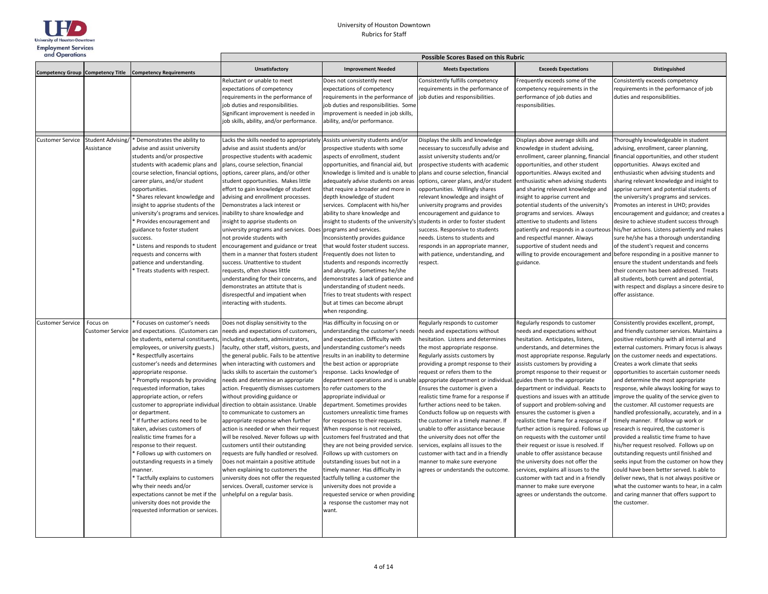University of Houston Downtown
Rubrics for Staff

University of Houston-Downtown Employment Services and Operations

| Competency Group | Competency Title | Competency Requirements | Possible Scores Based on this Rubric | | | | |
|---|---|---|---|---|---|---|---|
| | | | Unsatisfactory | Improvement Needed | Meets Expectations | Exceeds Expectations | Distinguished |
| | | | Reluctant or unable to meet expectations of competency requirements in the performance of job duties and responsibilities. Significant improvement is needed in job skills, ability, and/or performance. | Does not consistently meet expectations of competency requirements in the performance of job duties and responsibilities. Some improvement is needed in job skills, ability, and/or performance. | Consistently fulfills competency requirements in the performance of job duties and responsibilities. | Frequently exceeds some of the competency requirements in the performance of job duties and responsibilities. | Consistently exceeds competency requirements in the performance of job duties and responsibilities. |
| Customer Service | Student Advising/ Assistance | * Demonstrates the ability to advise and assist university students and/or prospective students with academic plans and course selection, financial options, career plans, and/or student opportunities.<br>* Shares relevant knowledge and insight to apprise students of the university's programs and services.<br>* Provides encouragement and guidance to foster student success.<br>* Listens and responds to student requests and concerns with patience and understanding.<br>* Treats students with respect. | Lacks the skills needed to appropriately advise and assist students and/or prospective students with academic plans, course selection, financial options, career plans, and/or other student opportunities. Makes little effort to gain knowledge of student advising and enrollment processes. Demonstrates a lack interest or inability to share knowledge and insight to apprise students on university programs and services. Does not provide students with encouragement and guidance or treat them in a manner that fosters student success. Unattentive to student requests, often shows little understanding for their concerns, and demonstrates an attitute that is disrespectful and impatient when interacting with students. | Assists university students and/or prospective students with some aspects of enrollment, student opportunities, and financial aid, but knowledge is limited and is unable to adequately advise students on areas that require a broader and more in depth knowledge of student services. Complacent with his/her ability to share knowledge and insight to students of the university's programs and services. Inconsistently provides guidance that would foster student success. Frequently does not listen to students and responds incorrectly and abruptly. Sometimes he/she demonstrates a lack of patience and understanding of student needs. Tries to treat students with respect but at times can become abrupt when responding. | Displays the skills and knowledge necessary to successfully advise and assist university students and/or prospective students with academic plans and course selection, financial options, career plans, and/or student opportunities. Willingly shares relevant knowledge and insight of university programs and provides encouragement and guidance to students in order to foster student success. Responsive to students needs. Listens to students and responds in an appropriate manner, with patience, understanding, and respect. | Displays above average skills and knowledge in student advising, enrollment, career planning, financial opportunities, and other student opportunities. Always excited and enthusiastic when advising students and sharing relevant knowledge and insight to apprise current and potential students of the university's programs and services. Always attentive to students and listens patiently and responds in a courteous and respectful manner. Always supportive of student needs and willing to provide encouragement and guidance. | Thoroughly knowledgeable in student advising, enrollment, career planning, financial opportunities, and other student opportunities. Always excited and enthusiastic when advising students and sharing relevant knowledge and insight to apprise current and potential students of the university's programs and services. Promotes an interest in UHD; provides encouragement and guidance; and creates a desire to achieve student success through his/her actions. Listens patiently and makes sure he/she has a thorough understanding of the student's request and concerns before responding in a positive manner to ensure the student understands and feels their concern has been addressed. Treats all students, both current and potential, with respect and displays a sincere desire to offer assistance. |
| Customer Service | Focus on Customer Service | * Focuses on customer's needs and expectations. (Customers can be students, external constituents, employees, or university guests.)<br>* Respectfully ascertains customer's needs and determines appropriate response.<br>* Promptly responds by providing requested information, takes appropriate action, or refers customer to appropriate individual or department.<br>* If further actions need to be taken, advises customers of realistic time frames for a response to their request.<br>* Follows up with customers on outstanding requests in a timely manner.<br>* Tactfully explains to customers why their needs and/or expectations cannot be met if the university does not provide the requested information or services. | Does not display sensitivity to the needs and expectations of customers, including students, administrators, faculty, other staff, visitors, guests, and the general public. Fails to be attentive when interacting with customers and lacks skills to ascertain the customer's needs and determine an appropriate action. Frequently dismisses customers without providing guidance or direction to obtain assistance. Unable to communicate to customers an appropriate response when further action is needed or when their request will be resolved. Never follows up with customers until their outstanding requests are fully handled or resolved. Does not maintain a positive attitude when explaining to customers the university does not offer the requested services. Overall, customer service is unhelpful on a regular basis. | Has difficulty in focusing on or understanding the customer's needs and expectation. Difficulty with understanding customer's needs results in an inability to determine the best action or appropriate response. Lacks knowledge of department operations and is unable to refer customers to the appropriate individual or department. Sometimes provides customers unrealistic time frames for responses to their requests. When response is not received, customers feel frustrated and that they are not being provided service. Follows up with customers on outstanding issues but not in a timely manner. Has difficulty in tactfully telling a customer the university does not provide a requested service or when providing a response the customer may not want. | Regularly responds to customer needs and expectations without hesitation. Listens and determines the most appropriate response. Regularly assists customers by providing a prompt response to their request or refers them to the appropriate department or individual. Ensures the customer is given a realistic time frame for a response if further actions need to be taken. Conducts follow up on requests with the customer in a timely manner. If unable to offer assistance because the university does not offer the services, explains all issues to the customer with tact and in a friendly manner to make sure everyone agrees or understands the outcome. | Regularly responds to customer needs and expectations without hesitation. Anticipates, listens, understands, and determines the most appropriate response. Regularly assists customers by providing a prompt response to their request or guides them to the appropriate department or individual. Reacts to questions and issues with an attitude of support and problem-solving and ensures the customer is given a realistic time frame for a response if further action is required. Follows up on requests with the customer until their request or issue is resolved. If unable to offer assistance because the university does not offer the services, explains all issues to the customer with tact and in a friendly manner to make sure everyone agrees or understands the outcome. | Consistently provides excellent, prompt, and friendly customer services. Maintains a positive relationship with all internal and external customers. Primary focus is always on the customer needs and expectations. Creates a work climate that seeks opportunities to ascertain customer needs and determine the most appropriate response, while always looking for ways to improve the quality of the service given to the customer. All customer requests are handled professionally, accurately, and in a timely manner. If follow up work or research is required, the customer is provided a realistic time frame to have his/her request resolved. Follows up on outstanding requests until finished and seeks input from the customer on how they could have been better served. Is able to deliver news, that is not always positive or what the customer wants to hear, in a calm and caring manner that offers support to the customer. |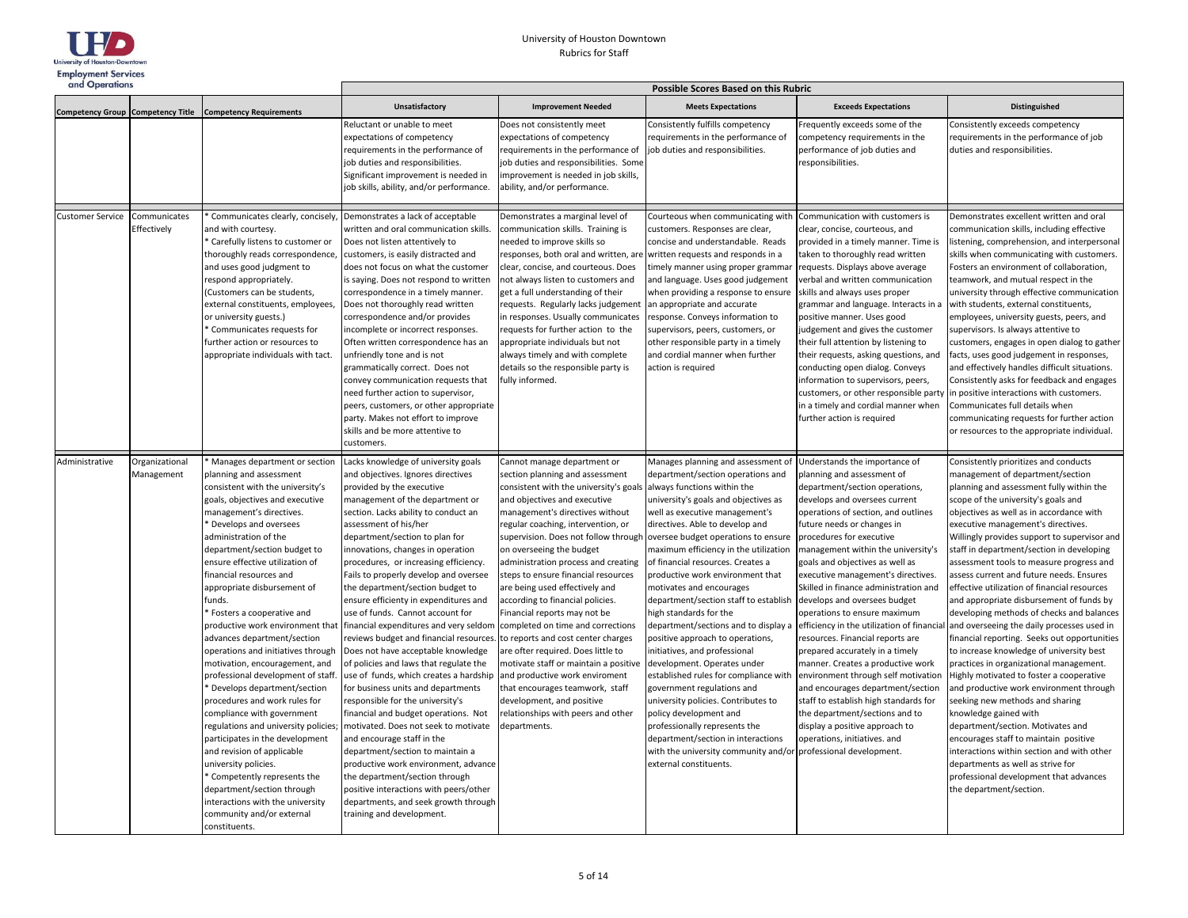University of Houston Downtown

Rubrics for Staff

| | | | Possible Scores Based on this Rubric | | | | |
|---|---|---|---|---|---|---|---|
| **Competency Group** | **Competency Title** | **Competency Requirements** | **Unsatisfactory** | **Improvement Needed** | **Meets Expectations** | **Exceeds Expectations** | **Distinguished** |
| | | | Reluctant or unable to meet expectations of competency requirements in the performance of job duties and responsibilities. Significant improvement is needed in job skills, ability, and/or performance. | Does not consistently meet expectations of competency requirements in the performance of job duties and responsibilities. Some improvement is needed in job skills, ability, and/or performance. | Consistently fulfills competency requirements in the performance of job duties and responsibilities. | Frequently exceeds some of the competency requirements in the performance of job duties and responsibilities. | Consistently exceeds competency requirements in the performance of job duties and responsibilities. |
| Customer Service | Communicates Effectively | * Communicates clearly, concisely, and with courtesy.<br>* Carefully listens to customer or thoroughly reads correspondence, and uses good judgment to respond appropriately. (Customers can be students, external constituents, employees, or university guests.)<br>* Communicates requests for further action or resources to appropriate individuals with tact. | Demonstrates a lack of acceptable written and oral communication skills. Does not listen attentively to customers, is easily distracted and does not focus on what the customer is saying. Does not respond to written correspondence in a timely manner. Does not thoroughly read written correspondence and/or provides incomplete or incorrect responses. Often written correspondence has an unfriendly tone and is not grammatically correct. Does not convey communication requests that need further action to supervisor, peers, customers, or other appropriate party. Makes not effort to improve skills and be more attentive to customers. | Demonstrates a marginal level of communication skills. Training is needed to improve skills so responses, both oral and written, are clear, concise, and courteous. Does not always listen to customers and get a full understanding of their requests. Regularly lacks judgement in responses. Usually communicates requests for further action to the appropriate individuals but not always timely and with complete details so the responsible party is fully informed. | Courteous when communicating with customers. Responses are clear, concise and understandable. Reads written requests and responds in a timely manner using proper grammar and language. Uses good judgement when providing a response to ensure an appropriate and accurate response. Conveys information to supervisors, peers, customers, or other responsible party in a timely and cordial manner when further action is required | Communication with customers is clear, concise, courteous, and provided in a timely manner. Time is taken to thoroughly read written requests. Displays above average verbal and written communication skills and always uses proper grammar and language. Interacts in a positive manner. Uses good judgement and gives the customer their full attention by listening to their requests, asking questions, and conducting open dialog. Conveys information to supervisors, peers, customers, or other responsible party in a timely and cordial manner when further action is required | Demonstrates excellent written and oral communication skills, including effective listening, comprehension, and interpersonal skills when communicating with customers. Fosters an environment of collaboration, teamwork, and mutual respect in the university through effective communication with students, external constituents, employees, university guests, peers, and supervisors. Is always attentive to customers, engages in open dialog to gather facts, uses good judgement in responses, and effectively handles difficult situations. Consistently asks for feedback and engages in positive interactions with customers. Communicates full details when communicating requests for further action or resources to the appropriate individual. |
| Administrative | Organizational Management | * Manages department or section planning and assessment consistent with the university's goals, objectives and executive management's directives.<br>* Develops and oversees administration of the department/section budget to ensure effective utilization of financial resources and appropriate disbursement of funds.<br>* Fosters a cooperative and productive work environment that advances department/section operations and initiatives through motivation, encouragement, and professional development of staff.<br>* Develops department/section procedures and work rules for compliance with government regulations and university policies; participates in the development and revision of applicable university policies.<br>* Competently represents the department/section through interactions with the university community and/or external constituents. | Lacks knowledge of university goals and objectives. Ignores directives provided by the executive management of the department or section. Lacks ability to conduct an assessment of his/her department/section to plan for innovations, changes in operation procedures, or increasing efficiency. Fails to properly develop and oversee the department/section budget to ensure efficiency in expenditures and use of funds. Cannot account for financial expenditures and very seldom reviews budget and financial resources. Does not have acceptable knowledge of policies and laws that regulate the use of funds, which creates a hardship for business units and departments responsible for the university's financial and budget operations. Not motivated. Does not seek to motivate and encourage staff in the department/section to maintain a productive work environment, advance the department/section through positive interactions with peers/other departments, and seek growth through training and development. | Cannot manage department or section planning and assessment consistent with the university's goals and objectives and executive management's directives without regular coaching, intervention, or supervision. Does not follow through on overseeing the budget administration process and creating steps to ensure financial resources are being used effectively and according to financial policies. Financial reports may not be completed on time and corrections to reports and cost center charges are ofter required. Does little to motivate staff or maintain a positive and productive work enviroment that encourages teamwork, staff development, and positive relationships with peers and other departments. | Manages planning and assessment of department/section operations and always functions within the university's goals and objectives as well as executive management's directives. Able to develop and oversee budget operations to ensure maximum efficiency in the utilization of financial resources. Creates a productive work environment that motivates and encourages department/section staff to establish high standards for the department/sections and to display a positive approach to operations, initiatives, and professional development. Operates under established rules for compliance with government regulations and university policies. Contributes to policy development and professionally represents the department/section in interactions with the university community and/or external constituents. | Understands the importance of planning and assessment of department/section operations, develops and oversees current operations of section, and outlines future needs or changes in procedures for executive management within the university's goals and objectives as well as executive management's directives. Skilled in finance administration and develops and oversees budget operations to ensure maximum efficiency in the utilization of financial resources. Financial reports are prepared accurately in a timely manner. Creates a productive work environment through self motivation and encourages department/section staff to establish high standards for the department/sections and to display a positive approach to operations, initiatives. and professional development. | Consistently prioritizes and conducts management of department/section planning and assessment fully within the scope of the university's goals and objectives as well as in accordance with executive management's directives. Willingly provides support to supervisor and staff in department/section in developing assessment tools to measure progress and assess current and future needs. Ensures effective utilization of financial resources and appropriate disbursement of funds by developing methods of checks and balances and overseeing the daily processes used in financial reporting. Seeks out opportunities to increase knowledge of university best practices in organizational management. Highly motivated to foster a cooperative and productive work environment through seeking new methods and sharing knowledge gained with department/section. Motivates and encourages staff to maintain positive interactions within section and with other departments as well as strive for professional development that advances the department/section. |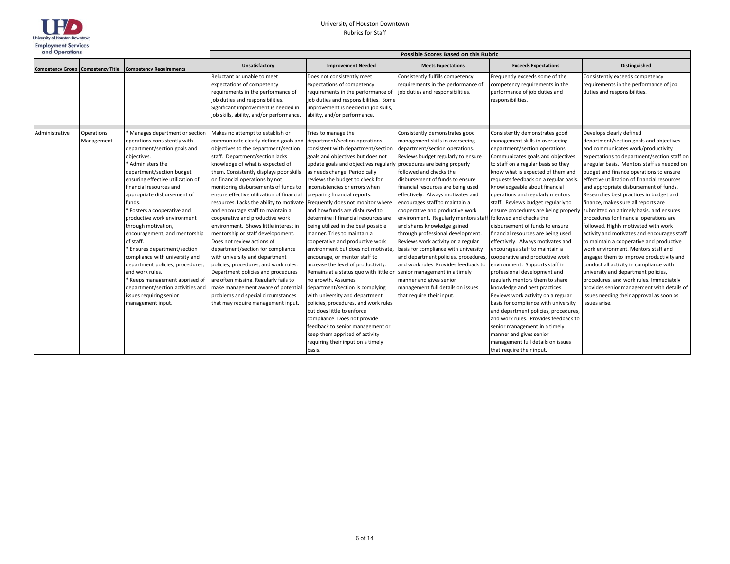University of Houston Downtown
Rubrics for Staff

| Competency Group | Competency Title | Competency Requirements | Possible Scores Based on this Rubric | | | | |
|---|---|---|---|---|---|---|---|
| | | | Unsatisfactory | Improvement Needed | Meets Expectations | Exceeds Expectations | Distinguished |
| | | | Reluctant or unable to meet expectations of competency requirements in the performance of job duties and responsibilities. Significant improvement is needed in job skills, ability, and/or performance. | Does not consistently meet expectations of competency requirements in the performance of job duties and responsibilities. Some improvement is needed in job skills, ability, and/or performance. | Consistently fulfills competency requirements in the performance of job duties and responsibilities. | Frequently exceeds some of the competency requirements in the performance of job duties and responsibilities. | Consistently exceeds competency requirements in the performance of job duties and responsibilities. |
| Administrative | Operations Management | * Manages department or section operations consistently with department/section goals and objectives.<br>* Administers the department/section budget ensuring effective utilization of financial resources and appropriate disbursement of funds.<br>* Fosters a cooperative and productive work environment through motivation, encouragement, and mentorship of staff.<br>* Ensures department/section compliance with university and department policies, procedures, and work rules.<br>* Keeps management apprised of department/section activities and issues requiring senior management input. | Makes no attempt to establish or communicate clearly defined goals and objectives to the department/section staff. Department/section lacks knowledge of what is expected of them. Consistently displays poor skills on financial operations by not monitoring disbursements of funds to ensure effective utilization of financial resources. Lacks the ability to motivate and encourage staff to maintain a cooperative and productive work environment. Shows little interest in mentorship or staff developoment. Does not review actions of department/section for compliance with university and department policies, procedures, and work rules. Department policies and procedures are often missing. Regularly fails to make management aware of potential problems and special circumstances that may require management input. | Tries to manage the department/section operations consistent with department/section goals and objectives but does not update goals and objectives regularly as needs change. Periodically reviews the budget to check for inconsistencies or errors when preparing financial reports. Frequently does not monitor where and how funds are disbursed to determine if financial resources are being utilized in the best possible manner. Tries to maintain a cooperative and productive work environment but does not motivate, encourage, or mentor staff to increase the level of productivity. Remains at a status quo with little or no growth. Assumes department/section is complying with university and department policies, procedures, and work rules but does little to enforce compliance. Does not provide feedback to senior management or keep them apprised of activity requiring their input on a timely basis. | Consistently demonstrates good management skills in overseeing department/section operations. Reviews budget regularly to ensure procedures are being properly followed and checks the disbursement of funds to ensure financial resources are being used effectively. Always motivates and encourages staff to maintain a cooperative and productive work environment. Regularly mentors staff and shares knowledge gained through professional development. Reviews work activity on a regular basis for compliance with university and department policies, procedures, and work rules. Provides feedback to senior management in a timely manner and gives senior management full details on issues that require their input. | Consistently demonstrates good management skills in overseeing department/section operations. Communicates goals and objectives to staff on a regular basis so they know what is expected of them and requests feedback on a regular basis. Knowledgeable about financial operations and regularly mentors staff. Reviews budget regularly to ensure procedures are being properly followed and checks the disbursement of funds to ensure financial resources are being used effectively. Always motivates and encourages staff to maintain a cooperative and productive work environment. Supports staff in professional development and regularly mentors them to share knowledge and best practices. Reviews work activity on a regular basis for compliance with university and department policies, procedures, and work rules. Provides feedback to senior management in a timely manner and gives senior management full details on issues that require their input. | Develops clearly defined department/section goals and objectives and communicates work/productivity expectations to department/section staff on a regular basis. Mentors staff as needed on budget and finance operations to ensure effective utilization of financial resources and appropriate disbursement of funds. Researches best practices in budget and finance, makes sure all reports are submitted on a timely basis, and ensures procedures for financial operations are followed. Highly motivated with work activity and motivates and encourages staff to maintain a cooperative and productive work environment. Mentors staff and engages them to improve productivity and conduct all activity in compliance with university and department policies, procedures, and work rules. Immediately provides senior management with details of issues needing their approval as soon as issues arise. |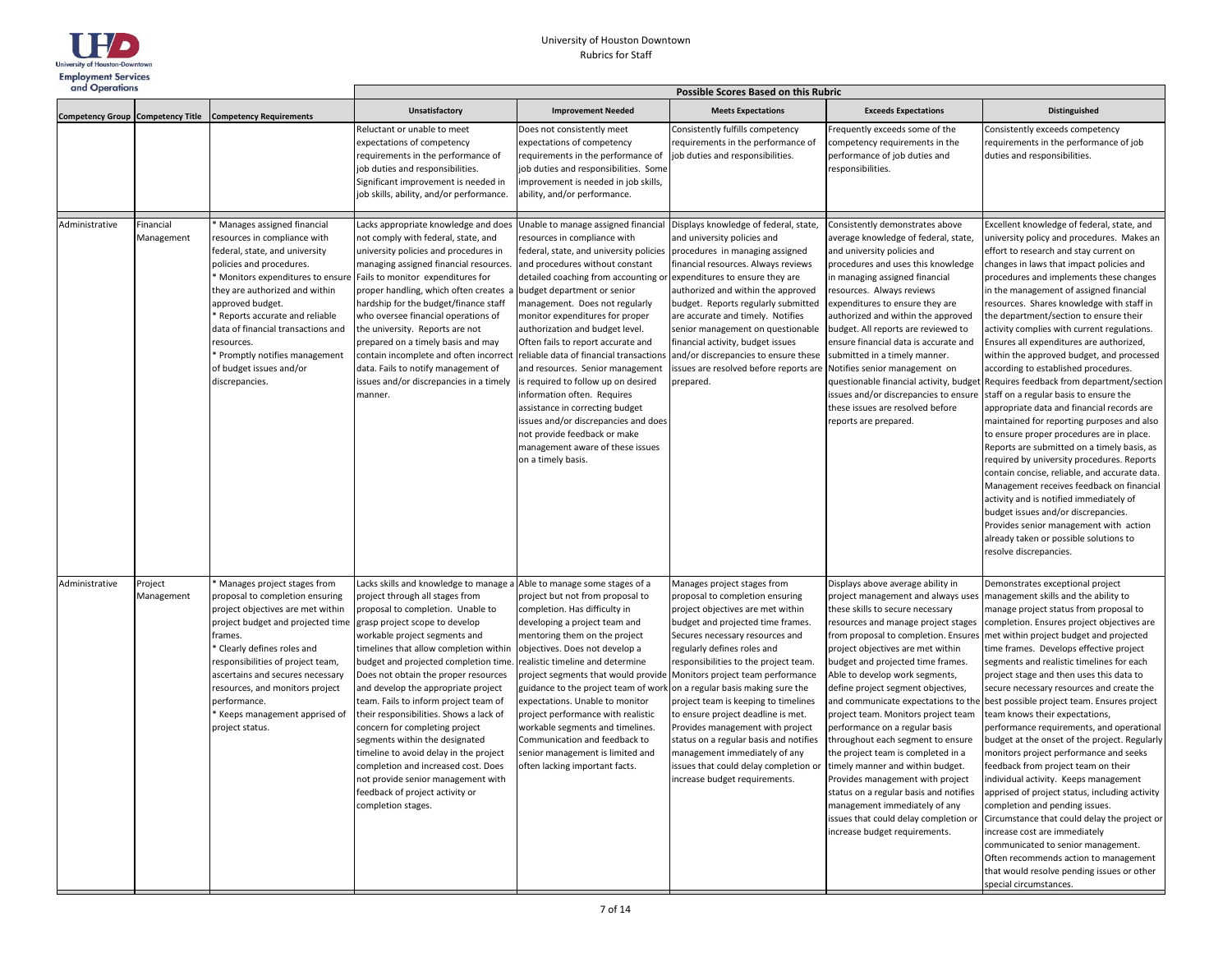University of Houston Downtown
Rubrics for Staff

| | | | Possible Scores Based on this Rubric | | | | |
|---|---|---|---|---|---|---|---|
| Competency Group | Competency Title | Competency Requirements | Unsatisfactory | Improvement Needed | Meets Expectations | Exceeds Expectations | Distinguished |
| | | | Reluctant or unable to meet expectations of competency requirements in the performance of job duties and responsibilities. Significant improvement is needed in job skills, ability, and/or performance. | Does not consistently meet expectations of competency requirements in the performance of job duties and responsibilities. Some improvement is needed in job skills, ability, and/or performance. | Consistently fulfills competency requirements in the performance of job duties and responsibilities. | Frequently exceeds some of the competency requirements in the performance of job duties and responsibilities. | Consistently exceeds competency requirements in the performance of job duties and responsibilities. |
| Administrative | Financial Management | * Manages assigned financial resources in compliance with federal, state, and university policies and procedures.<br>* Monitors expenditures to ensure they are authorized and within approved budget.<br>* Reports accurate and reliable data of financial transactions and resources.<br>* Promptly notifies management of budget issues and/or discrepancies. | Lacks appropriate knowledge and does not comply with federal, state, and university policies and procedures in managing assigned financial resources. Fails to monitor expenditures for proper handling, which often creates a hardship for the budget/finance staff who oversee financial operations of the university. Reports are not prepared on a timely basis and may contain incomplete and often incorrect data. Fails to notify management of issues and/or discrepancies in a timely manner. | Unable to manage assigned financial resources in compliance with federal, state, and university policies and procedures without constant detailed coaching from accounting or budget department or senior management. Does not regularly monitor expenditures for proper authorization and budget level. Often fails to report accurate and reliable data of financial transactions and resources. Senior management is required to follow up on desired information often. Requires assistance in correcting budget issues and/or discrepancies and does not provide feedback or make management aware of these issues on a timely basis. | Displays knowledge of federal, state, and university policies and procedures in managing assigned financial resources. Always reviews expenditures to ensure they are authorized and within the approved budget. Reports regularly submitted are accurate and timely. Notifies senior management on questionable financial activity, budget issues and/or discrepancies to ensure these issues are resolved before reports are prepared. | Consistently demonstrates above average knowledge of federal, state, and university policies and procedures and uses this knowledge in managing assigned financial resources. Always reviews expenditures to ensure they are authorized and within the approved budget. All reports are reviewed to ensure financial data is accurate and submitted in a timely manner. Notifies senior management on questionable financial activity, budget issues and/or discrepancies to ensure these issues are resolved before reports are prepared. | Excellent knowledge of federal, state, and university policy and procedures. Makes an effort to research and stay current on changes in laws that impact policies and procedures and implements these changes in the management of assigned financial resources. Shares knowledge with staff in the department/section to ensure their activity complies with current regulations. Ensures all expenditures are authorized, within the approved budget, and processed according to established procedures. Requires feedback from department/section staff on a regular basis to ensure the appropriate data and financial records are maintained for reporting purposes and also to ensure proper procedures are in place. Reports are submitted on a timely basis, as required by university procedures. Reports contain concise, reliable, and accurate data. Management receives feedback on financial activity and is notified immediately of budget issues and/or discrepancies. Provides senior management with action already taken or possible solutions to resolve discrepancies. |
| Administrative | Project Management | * Manages project stages from proposal to completion ensuring project objectives are met within project budget and projected time frames.<br>* Clearly defines roles and responsibilities of project team, ascertains and secures necessary resources, and monitors project performance.<br>* Keeps management apprised of project status. | Lacks skills and knowledge to manage a project through all stages from proposal to completion. Unable to grasp project scope to develop workable project segments and timelines that allow completion within budget and projected completion time. Does not obtain the proper resources and develop the appropriate project team. Fails to inform project team of their responsibilities. Shows a lack of concern for completing project segments within the designated timeline to avoid delay in the project completion and increased cost. Does not provide senior management with feedback of project activity or completion stages. | Able to manage some stages of a project but not from proposal to completion. Has difficulty in developing a project team and mentoring them on the project objectives. Does not develop a realistic timeline and determine project segments that would provide guidance to the project team of work expectations. Unable to monitor project performance with realistic workable segments and timelines. Communication and feedback to senior management is limited and often lacking important facts. | Manages project stages from proposal to completion ensuring project objectives are met within budget and projected time frames. Secures necessary resources and regularly defines roles and responsibilities to the project team. Monitors project team performance on a regular basis making sure the project team is keeping to timelines to ensure project deadline is met. Provides management with project status on a regular basis and notifies management immediately of any issues that could delay completion or increase budget requirements. | Displays above average ability in project management and always uses these skills to secure necessary resources and manage project stages from proposal to completion. Ensures project objectives are met within budget and projected time frames. Able to develop work segments, define project segment objectives, and communicate expectations to the project team. Monitors project team performance on a regular basis throughout each segment to ensure the project team is completed in a timely manner and within budget. Provides management with project status on a regular basis and notifies management immediately of any issues that could delay completion or increase budget requirements. | Demonstrates exceptional project management skills and the ability to manage project status from proposal to completion. Ensures project objectives are met within project budget and projected time frames. Develops effective project segments and realistic timelines for each project stage and then uses this data to secure necessary resources and create the best possible project team. Ensures project team knows their expectations, performance requirements, and operational budget at the onset of the project. Regularly monitors project performance and seeks feedback from project team on their individual activity. Keeps management apprised of project status, including activity completion and pending issues. Circumstance that could delay the project or increase cost are immediately communicated to senior management. Often recommends action to management that would resolve pending issues or other special circumstances. |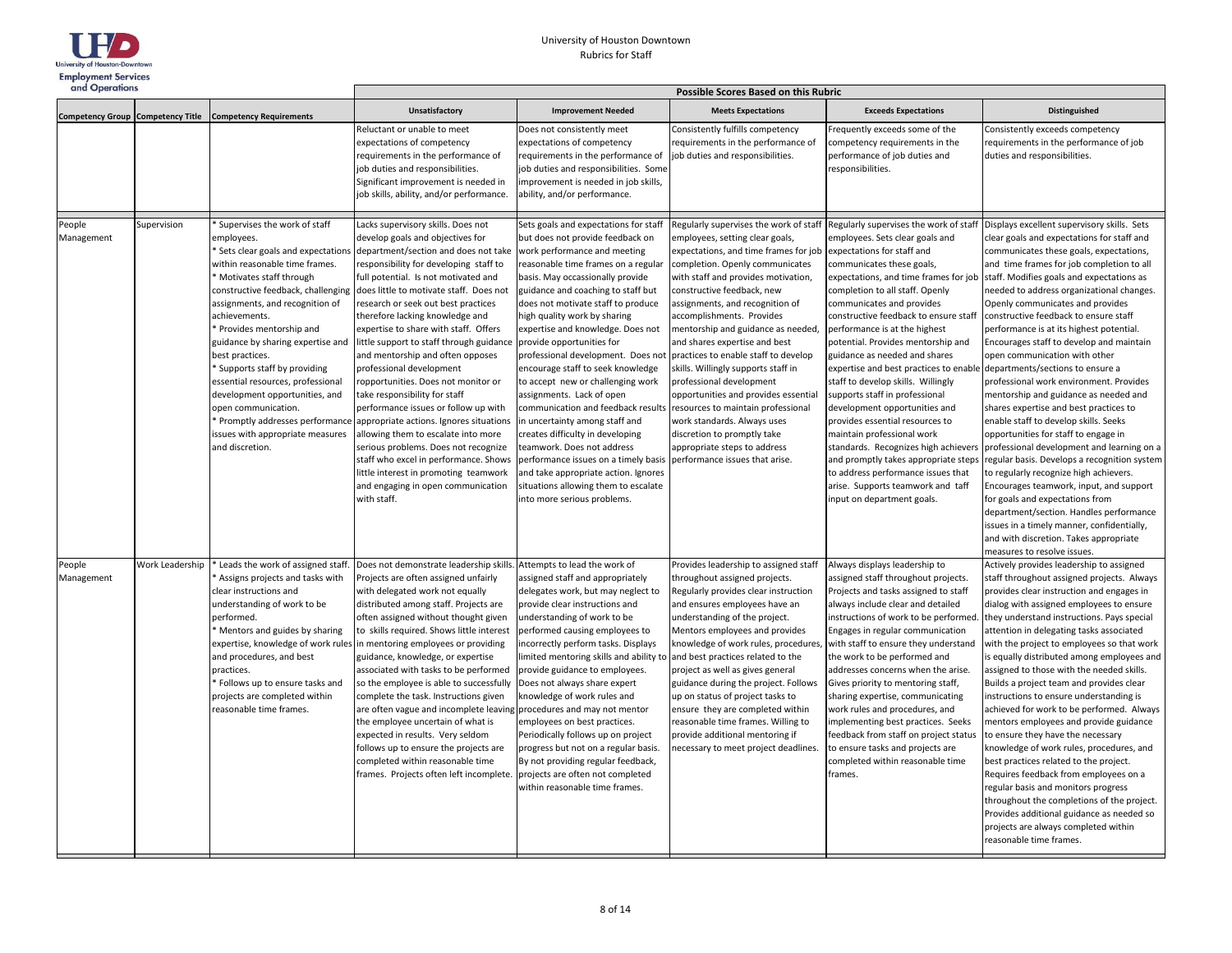University of Houston Downtown
Rubrics for Staff

| | | | Possible Scores Based on this Rubric | | | | |
|---|---|---|---|---|---|---|---|
| Competency Group | Competency Title | Competency Requirements | Unsatisfactory | Improvement Needed | Meets Expectations | Exceeds Expectations | Distinguished |
| | | | Reluctant or unable to meet expectations of competency requirements in the performance of job duties and responsibilities. Significant improvement is needed in job skills, ability, and/or performance. | Does not consistently meet expectations of competency requirements in the performance of job duties and responsibilities. Some improvement is needed in job skills, ability, and/or performance. | Consistently fulfills competency requirements in the performance of job duties and responsibilities. | Frequently exceeds some of the competency requirements in the performance of job duties and responsibilities. | Consistently exceeds competency requirements in the performance of job duties and responsibilities. |
| People Management | Supervision | * Supervises the work of staff employees.<br>* Sets clear goals and expectations within reasonable time frames.<br>* Motivates staff through constructive feedback, challenging assignments, and recognition of achievements.<br>* Provides mentorship and guidance by sharing expertise and best practices.<br>* Supports staff by providing essential resources, professional development opportunities, and open communication.<br>* Promptly addresses performance issues with appropriate measures and discretion. | Lacks supervisory skills. Does not develop goals and objectives for department/section and does not take responsibility for developing staff to full potential. Is not motivated and does little to motivate staff. Does not research or seek out best practices therefore lacking knowledge and expertise to share with staff. Offers little support to staff through guidance and mentorship and often opposes professional development ropportunities. Does not monitor or take responsibility for staff performance issues or follow up with appropriate actions. Ignores situations allowing them to escalate into more serious problems. Does not recognize staff who excel in performance. Shows little interest in promoting teamwork and engaging in open communication with staff. | Sets goals and expectations for staff but does not provide feedback on work performance and meeting reasonable time frames on a regular basis. May occassionally provide guidance and coaching to staff but does not motivate staff to produce high quality work by sharing expertise and knowledge. Does not provide opportunities for professional development. Does not encourage staff to seek knowledge to accept new or challenging work assignments. Lack of open communication and feedback results in uncertainty among staff and creates difficulty in developing teamwork. Does not address performance issues on a timely basis and take appropriate action. Ignores situations allowing them to escalate into more serious problems. | Regularly supervises the work of staff employees, setting clear goals, expectations, and time frames for job completion. Openly communicates with staff and provides motivation, constructive feedback, new assignments, and recognition of accomplishments. Provides mentorship and guidance as needed, and shares expertise and best practices to enable staff to develop skills. Willingly supports staff in professional development opportunities and provides essential resources to maintain professional work standards. Always uses discretion to promptly take appropriate steps to address performance issues that arise. | Regularly supervises the work of staff employees. Sets clear goals and expectations for staff and communicates these goals, expectations, and time frames for job completion to all staff. Openly communicates and provides constructive feedback to ensure staff performance is at the highest potential. Provides mentorship and guidance as needed and shares expertise and best practices to enable staff to develop skills. Willingly supports staff in professional development opportunities and provides essential resources to maintain professional work standards. Recognizes high achievers and promptly takes appropriate steps to address performance issues that arise. Supports teamwork and taff input on department goals. | Displays excellent supervisory skills. Sets clear goals and expectations for staff and communicates these goals, expectations, and time frames for job completion to all staff. Modifies goals and expectations as needed to address organizational changes. Openly communicates and provides constructive feedback to ensure staff performance is at its highest potential. Encourages staff to develop and maintain open communication with other departments/sections to ensure a professional work environment. Provides mentorship and guidance as needed and shares expertise and best practices to enable staff to develop skills. Seeks opportunities for staff to engage in professional development and learning on a regular basis. Develops a recognition system to regularly recognize high achievers. Encourages teamwork, input, and support for goals and expectations from department/section. Handles performance issues in a timely manner, confidentially, and with discretion. Takes appropriate measures to resolve issues. |
| People Management | Work Leadership | * Leads the work of assigned staff.<br>* Assigns projects and tasks with clear instructions and understanding of work to be performed.<br>* Mentors and guides by sharing expertise, knowledge of work rules and procedures, and best practices.<br>* Follows up to ensure tasks and projects are completed within reasonable time frames. | Does not demonstrate leadership skills. Projects are often assigned unfairly with delegated work not equally distributed among staff. Projects are often assigned without thought given to skills required. Shows little interest in mentoring employees or providing guidance, knowledge, or expertise associated with tasks to be performed so the employee is able to successfully complete the task. Instructions given are often vague and incomplete leaving the employee uncertain of what is expected in results. Very seldom follows up to ensure the projects are completed within reasonable time frames. Projects often left incomplete. | Attempts to lead the work of assigned staff and appropriately delegates work, but may neglect to provide clear instructions and understanding of work to be performed causing employees to incorrectly perform tasks. Displays limited mentoring skills and ability to provide guidance to employees. Does not always share expert knowledge of work rules and procedures and may not mentor employees on best practices. Periodically follows up on project progress but not on a regular basis. By not providing regular feedback, projects are often not completed within reasonable time frames. | Provides leadership to assigned staff throughout assigned projects. Regularly provides clear instruction and ensures employees have an understanding of the project. Mentors employees and provides knowledge of work rules, procedures, and best practices related to the project as well as gives general guidance during the project. Follows up on status of project tasks to ensure they are completed within reasonable time frames. Willing to provide additional mentoring if necessary to meet project deadlines. | Always displays leadership to assigned staff throughout projects. Projects and tasks assigned to staff always include clear and detailed instructions of work to be performed. Engages in regular communication with staff to ensure they understand the work to be performed and addresses concerns when the arise. Gives priority to mentoring staff, sharing expertise, communicating work rules and procedures, and implementing best practices. Seeks feedback from staff on project status to ensure tasks and projects are completed within reasonable time frames. | Actively provides leadership to assigned staff throughout assigned projects. Always provides clear instruction and engages in dialog with assigned employees to ensure they understand instructions. Pays special attention in delegating tasks associated with the project to employees so that work is equally distributed among employees and assigned to those with the needed skills. Builds a project team and provides clear instructions to ensure understanding is achieved for work to be performed. Always mentors employees and provide guidance to ensure they have the necessary knowledge of work rules, procedures, and best practices related to the project. Requires feedback from employees on a regular basis and monitors progress throughout the completions of the project. Provides additional guidance as needed so projects are always completed within reasonable time frames. |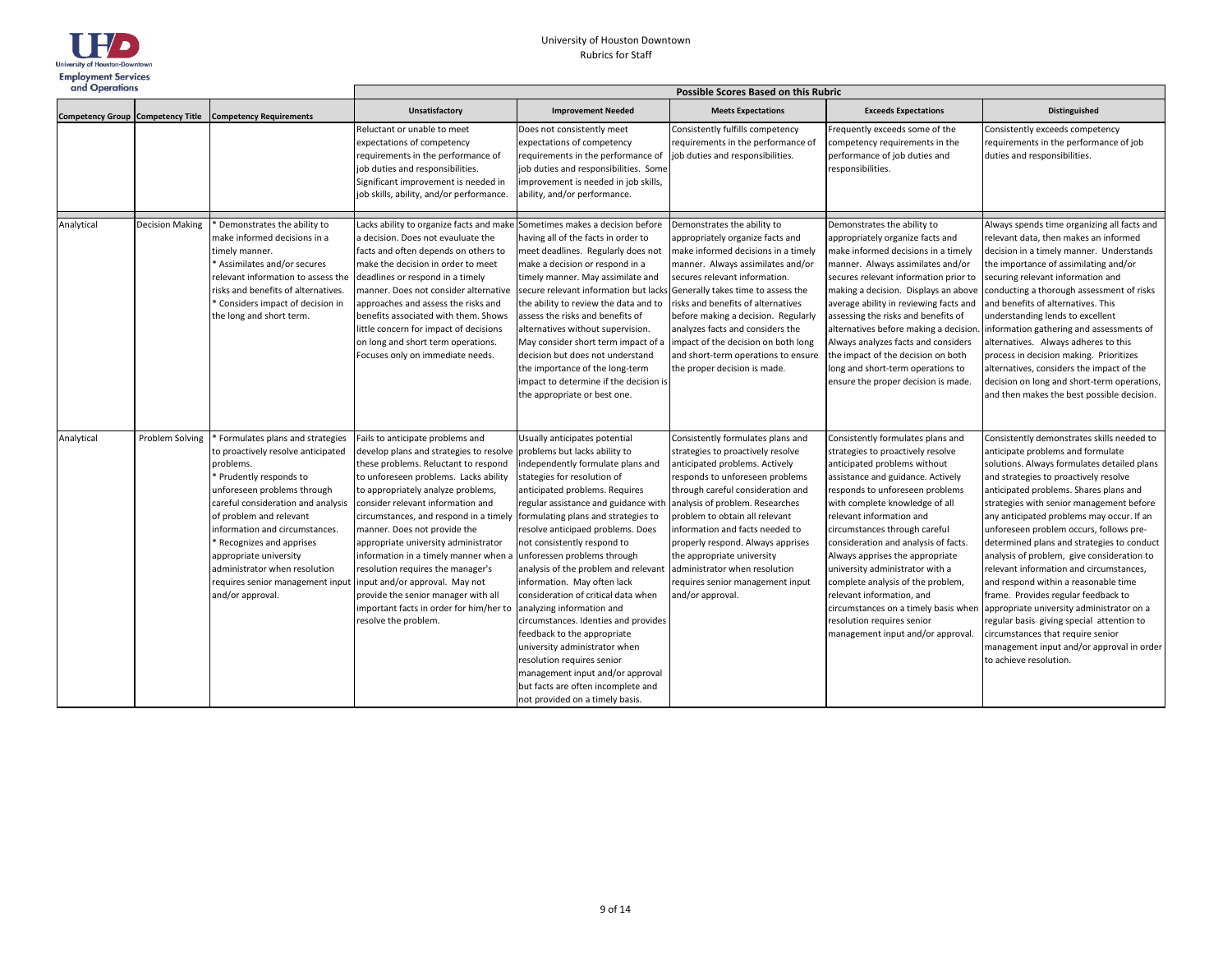University of Houston Downtown
Rubrics for Staff

| Competency Group | Competency Title | Competency Requirements | Possible Scores Based on this Rubric | | | | |
|---|---|---|---|---|---|---|---|
| | | | Unsatisfactory | Improvement Needed | Meets Expectations | Exceeds Expectations | Distinguished |
| | | | Reluctant or unable to meet expectations of competency requirements in the performance of job duties and responsibilities. Significant improvement is needed in job skills, ability, and/or performance. | Does not consistently meet expectations of competency requirements in the performance of job duties and responsibilities. Some improvement is needed in job skills, ability, and/or performance. | Consistently fulfills competency requirements in the performance of job duties and responsibilities. | Frequently exceeds some of the competency requirements in the performance of job duties and responsibilities. | Consistently exceeds competency requirements in the performance of job duties and responsibilities. |
| Analytical | Decision Making | * Demonstrates the ability to make informed decisions in a timely manner. * Assimilates and/or secures relevant information to assess the risks and benefits of alternatives. * Considers impact of decision in the long and short term. | Lacks ability to organize facts and make a decision. Does not evauluate the facts and often depends on others to make the decision in order to meet deadlines or respond in a timely manner. Does not consider alternative approaches and assess the risks and benefits associated with them. Shows little concern for impact of decisions on long and short term operations. Focuses only on immediate needs. | Sometimes makes a decision before having all of the facts in order to meet deadlines. Regularly does not make a decision or respond in a timely manner. May assimilate and secure relevant information but lacks the ability to review the data and to assess the risks and benefits of alternatives without supervision. May consider short term impact of a decision but does not understand the importance of the long-term impact to determine if the decision is the appropriate or best one. | Demonstrates the ability to appropriately organize facts and make informed decisions in a timely manner. Always assimilates and/or secures relevant information. Generally takes time to assess the risks and benefits of alternatives before making a decision. Regularly analyzes facts and considers the impact of the decision on both long and short-term operations to ensure the proper decision is made. | Demonstrates the ability to appropriately organize facts and make informed decisions in a timely manner. Always assimilates and/or secures relevant information prior to making a decision. Displays an above average ability in reviewing facts and assessing the risks and benefits of alternatives before making a decision. Always analyzes facts and considers the impact of the decision on both long and short-term operations to ensure the proper decision is made. | Always spends time organizing all facts and relevant data, then makes an informed decision in a timely manner. Understands the importance of assimilating and/or securing relevant information and conducting a thorough assessment of risks and benefits of alternatives. This understanding lends to excellent information gathering and assessments of alternatives. Always adheres to this process in decision making. Prioritizes alternatives, considers the impact of the decision on long and short-term operations, and then makes the best possible decision. |
| Analytical | Problem Solving | * Formulates plans and strategies to proactively resolve anticipated problems. * Prudently responds to unforeseen problems through careful consideration and analysis of problem and relevant information and circumstances. * Recognizes and apprises appropriate university administrator when resolution requires senior management input and/or approval. | Fails to anticipate problems and develop plans and strategies to resolve these problems. Reluctant to respond to unforeseen problems. Lacks ability to appropriately analyze problems, consider relevant information and circumstances, and respond in a timely manner. Does not provide the appropriate university administrator information in a timely manner when a resolution requires the manager's input and/or approval. May not provide the senior manager with all important facts in order for him/her to resolve the problem. | Usually anticipates potential problems but lacks ability to independently formulate plans and stategies for resolution of anticipated problems. Requires regular assistance and guidance with formulating plans and strategies to resolve anticipaed problems. Does not consistently respond to unforessen problems through analysis of the problem and relevant information. May often lack consideration of critical data when analyzing information and circumstances. Identies and provides feedback to the appropriate university administrator when resolution requires senior management input and/or approval but facts are often incomplete and not provided on a timely basis. | Consistently formulates plans and strategies to proactively resolve anticipated problems. Actively responds to unforeseen problems through careful consideration and analysis of problem. Researches problem to obtain all relevant information and facts needed to properly respond. Always apprises the appropriate university administrator when resolution requires senior management input and/or approval. | Consistently formulates plans and strategies to proactively resolve anticipated problems without assistance and guidance. Actively responds to unforeseen problems with complete knowledge of all relevant information and circumstances through careful consideration and analysis of facts. Always apprises the appropriate university administrator with a complete analysis of the problem, relevant information, and circumstances on a timely basis when resolution requires senior management input and/or approval. | Consistently demonstrates skills needed to anticipate problems and formulate solutions. Always formulates detailed plans and strategies to proactively resolve anticipated problems. Shares plans and strategies with senior management before any anticipated problems may occur. If an unforeseen problem occurs, follows pre-determined plans and strategies to conduct analysis of problem, give consideration to relevant information and circumstances, and respond within a reasonable time frame. Provides regular feedback to appropriate university administrator on a regular basis giving special attention to circumstances that require senior management input and/or approval in order to achieve resolution. |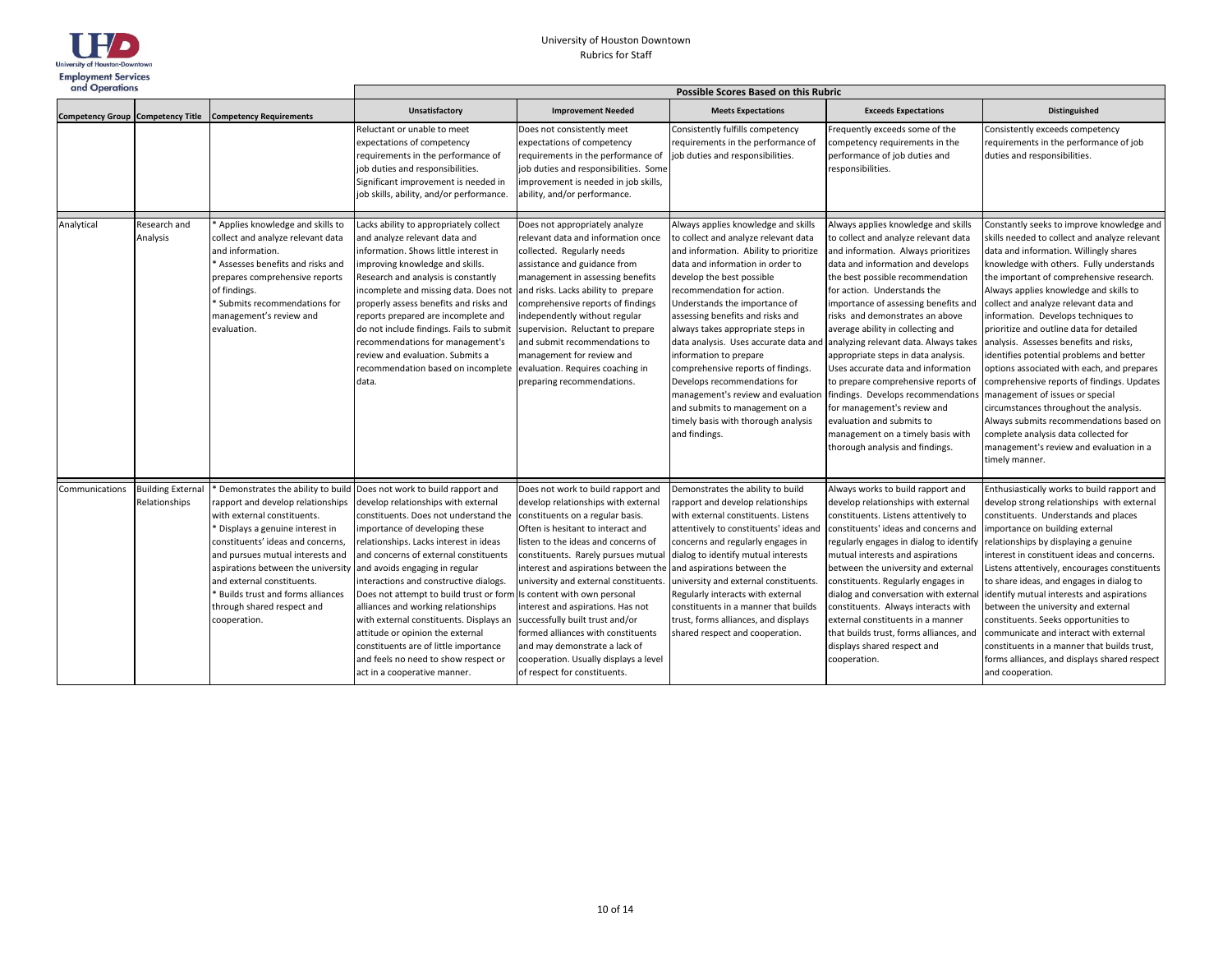University of Houston Downtown
Rubrics for Staff

| Competency Group | Competency Title | Competency Requirements | Possible Scores Based on this Rubric | | | | |
|---|---|---|---|---|---|---|---|
| | | | **Unsatisfactory** | **Improvement Needed** | **Meets Expectations** | **Exceeds Expectations** | **Distinguished** |
| | | | Reluctant or unable to meet expectations of competency requirements in the performance of job duties and responsibilities. Significant improvement is needed in job skills, ability, and/or performance. | Does not consistently meet expectations of competency requirements in the performance of job duties and responsibilities. Some improvement is needed in job skills, ability, and/or performance. | Consistently fulfills competency requirements in the performance of job duties and responsibilities. | Frequently exceeds some of the competency requirements in the performance of job duties and responsibilities. | Consistently exceeds competency requirements in the performance of job duties and responsibilities. |
| Analytical | Research and Analysis | * Applies knowledge and skills to collect and analyze relevant data and information.<br>* Assesses benefits and risks and prepares comprehensive reports of findings.<br>* Submits recommendations for management's review and evaluation. | Lacks ability to appropriately collect and analyze relevant data and information. Shows little interest in improving knowledge and skills. Research and analysis is constantly incomplete and missing data. Does not properly assess benefits and risks and reports prepared are incomplete and do not include findings. Fails to submit recommendations for management's review and evaluation. Submits a recommendation based on incomplete data. | Does not appropriately analyze relevant data and information once collected. Regularly needs assistance and guidance from management in assessing benefits and risks. Lacks ability to prepare comprehensive reports of findings independently without regular supervision. Reluctant to prepare and submit recommendations to management for review and evaluation. Requires coaching in preparing recommendations. | Always applies knowledge and skills to collect and analyze relevant data and information. Ability to prioritize data and information in order to develop the best possible recommendation for action. Understands the importance of assessing benefits and risks and always takes appropriate steps in data analysis. Uses accurate data and information to prepare comprehensive reports of findings. Develops recommendations for management's review and evaluation and submits to management on a timely basis with thorough analysis and findings. | Always applies knowledge and skills to collect and analyze relevant data and information. Always prioritizes data and information and develops the best possible recommendation for action. Understands the importance of assessing benefits and risks and demonstrates an above average ability in collecting and analyzing relevant data. Always takes appropriate steps in data analysis. Uses accurate data and information to prepare comprehensive reports of findings. Develops recommendations for management's review and evaluation and submits to management on a timely basis with thorough analysis and findings. | Constantly seeks to improve knowledge and skills needed to collect and analyze relevant data and information. Willingly shares knowledge with others. Fully understands the important of comprehensive research. Always applies knowledge and skills to collect and analyze relevant data and information. Develops techniques to prioritize and outline data for detailed analysis. Assesses benefits and risks, identifies potential problems and better options associated with each, and prepares comprehensive reports of findings. Updates management of issues or special circumstances throughout the analysis. Always submits recommendations based on complete analysis data collected for management's review and evaluation in a timely manner. |
| Communications | Building External Relationships | * Demonstrates the ability to build rapport and develop relationships with external constituents.<br>* Displays a genuine interest in constituents' ideas and concerns, and pursues mutual interests and aspirations between the university and external constituents.<br>* Builds trust and forms alliances through shared respect and cooperation. | Does not work to build rapport and develop relationships with external constituents. Does not understand the importance of developing these relationships. Lacks interest in ideas and concerns of external constituents and avoids engaging in regular interactions and constructive dialogs. Does not attempt to build trust or form alliances and working relationships with external constituents. Displays an attitude or opinion the external constituents are of little importance and feels no need to show respect or act in a cooperative manner. | Does not work to build rapport and develop relationships with external constituents on a regular basis. Often is hesitant to interact and listen to the ideas and concerns of constituents. Rarely pursues mutual interest and aspirations between the university and external constituents. Is content with own personal interest and aspirations. Has not successfully built trust and/or formed alliances with constituents and may demonstrate a lack of cooperation. Usually displays a level of respect for constituents. | Demonstrates the ability to build rapport and develop relationships with external constituents. Listens attentively to constituents' ideas and concerns and regularly engages in dialog to identify mutual interests and aspirations between the university and external constituents. Regularly interacts with external constituents in a manner that builds trust, forms alliances, and displays shared respect and cooperation. | Always works to build rapport and develop relationships with external constituents. Listens attentively to constituents' ideas and concerns and regularly engages in dialog to identify mutual interests and aspirations between the university and external constituents. Regularly engages in dialog and conversation with external constituents. Always interacts with external constituents in a manner that builds trust, forms alliances, and displays shared respect and cooperation. | Enthusiastically works to build rapport and develop strong relationships with external constituents. Understands and places importance on building external relationships by displaying a genuine interest in constituent ideas and concerns. Listens attentively, encourages constituents to share ideas, and engages in dialog to identify mutual interests and aspirations between the university and external constituents. Seeks opportunities to communicate and interact with external constituents in a manner that builds trust, forms alliances, and displays shared respect and cooperation. |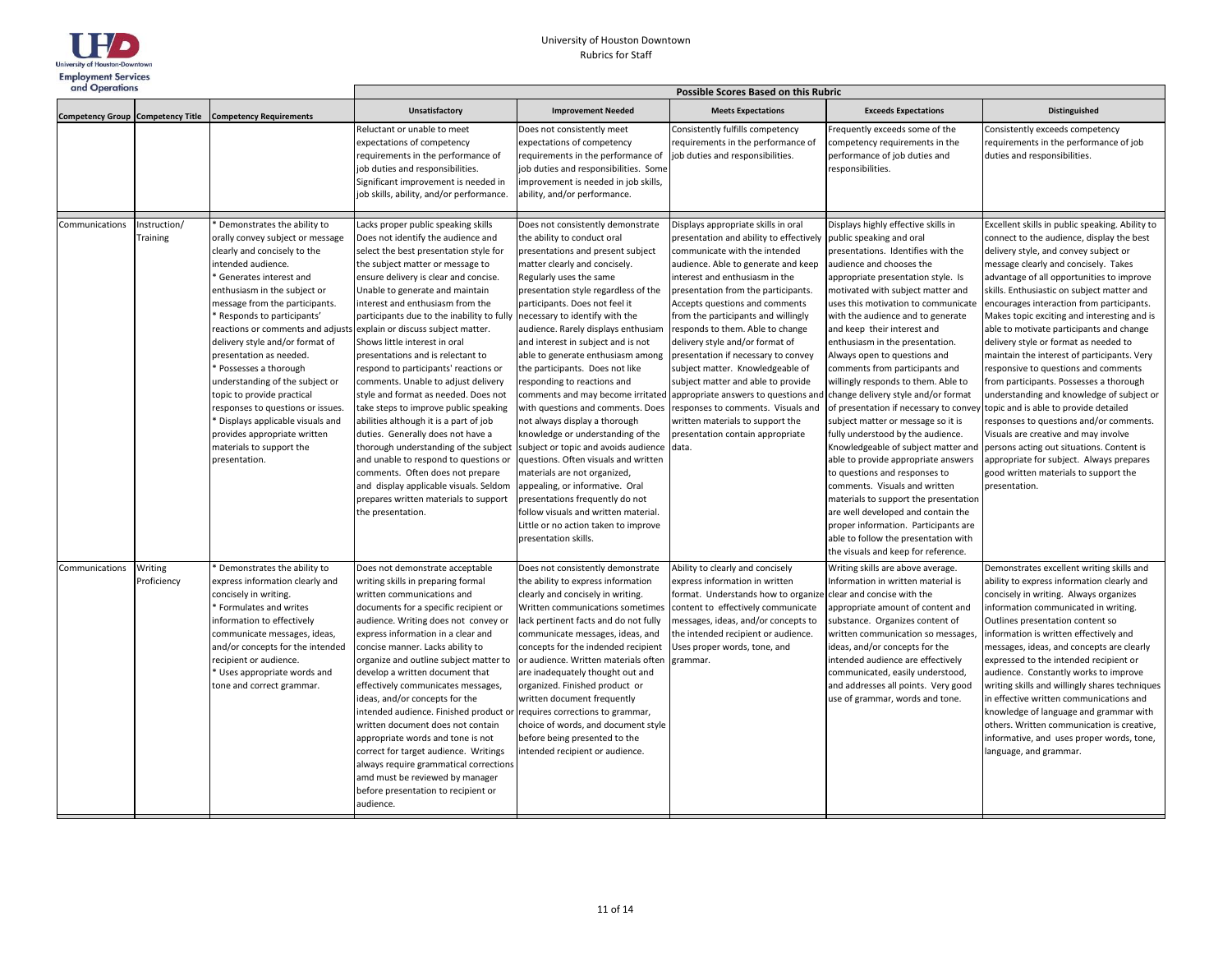University of Houston Downtown
Rubrics for Staff

University of Houston-Downtown
Employment Services and Operations

| Competency Group | Competency Title | Competency Requirements | Unsatisfactory | Improvement Needed | Meets Expectations | Exceeds Expectations | Distinguished |
|---|---|---|---|---|---|---|---|
| | | | **Possible Scores Based on this Rubric** | | | | |
| | | | Reluctant or unable to meet expectations of competency requirements in the performance of job duties and responsibilities. Significant improvement is needed in job skills, ability, and/or performance. | Does not consistently meet expectations of competency requirements in the performance of job duties and responsibilities. Some improvement is needed in job skills, ability, and/or performance. | Consistently fulfills competency requirements in the performance of job duties and responsibilities. | Frequently exceeds some of the competency requirements in the performance of job duties and responsibilities. | Consistently exceeds competency requirements in the performance of job duties and responsibilities. |
| Communications | Instruction/ Training | * Demonstrates the ability to orally convey subject or message clearly and concisely to the intended audience.<br>* Generates interest and enthusiasm in the subject or message from the participants.<br>* Responds to participants' reactions or comments and adjusts delivery style and/or format of presentation as needed.<br>* Possesses a thorough understanding of the subject or topic to provide practical responses to questions or issues.<br>* Displays applicable visuals and provides appropriate written materials to support the presentation. | Lacks proper public speaking skills Does not identify the audience and select the best presentation style for the subject matter or message to ensure delivery is clear and concise. Unable to generate and maintain interest and enthusiasm from the participants due to the inability to fully explain or discuss subject matter. Shows little interest in oral presentations and is relectant to respond to participants' reactions or comments. Unable to adjust delivery style and format as needed. Does not take steps to improve public speaking abilities although it is a part of job duties. Generally does not have a thorough understanding of the subject and unable to respond to questions or comments. Often does not prepare and display applicable visuals. Seldom prepares written materials to support the presentation. | Does not consistently demonstrate the ability to conduct oral presentations and present subject matter clearly and concisely. Regularly uses the same presentation style regardless of the participants. Does not feel it necessary to identify with the audience. Rarely displays enthusiam and interest in subject and is not able to generate enthusiasm among the participants. Does not like responding to reactions and comments and may become irritated with questions and comments. Does not always display a thorough knowledge or understanding of the subject or topic and avoids audience questions. Often visuals and written materials are not organized, appealing, or informative. Oral presentations frequently do not follow visuals and written material. Little or no action taken to improve presentation skills. | Displays appropriate skills in oral presentation and ability to effectively communicate with the intended audience. Able to generate and keep interest and enthusiasm in the presentation from the participants. Accepts questions and comments from the participants and willingly responds to them. Able to change delivery style and/or format of presentation if necessary to convey subject matter. Knowledgeable of subject matter and able to provide appropriate answers to questions and responses to comments. Visuals and written materials to support the presentation contain appropriate data. | Displays highly effective skills in public speaking and oral presentations. Identifies with the audience and chooses the appropriate presentation style. Is motivated with subject matter and uses this motivation to communicate with the audience and to generate and keep their interest and enthusiasm in the presentation. Always open to questions and comments from participants and willingly responds to them. Able to change delivery style and/or format of presentation if necessary to convey subject matter or message so it is fully understood by the audience. Knowledgeable of subject matter and able to provide appropriate answers to questions and responses to comments. Visuals and written materials to support the presentation are well developed and contain the proper information. Participants are able to follow the presentation with the visuals and keep for reference. | Excellent skills in public speaking. Ability to connect to the audience, display the best delivery style, and convey subject or message clearly and concisely. Takes advantage of all opportunities to improve skills. Enthusiastic on subject matter and encourages interaction from participants. Makes topic exciting and interesting and is able to motivate participants and change delivery style or format as needed to maintain the interest of participants. Very responsive to questions and comments from participants. Possesses a thorough understanding and knowledge of subject or topic and is able to provide detailed responses to questions and/or comments. Visuals are creative and may involve persons acting out situations. Content is appropriate for subject. Always prepares good written materials to support the presentation. |
| Communications | Writing Proficiency | * Demonstrates the ability to express information clearly and concisely in writing.<br>* Formulates and writes information to effectively communicate messages, ideas, and/or concepts for the intended recipient or audience.<br>* Uses appropriate words and tone and correct grammar. | Does not demonstrate acceptable writing skills in preparing formal written communications and documents for a specific recipient or audience. Writing does not convey or express information in a clear and concise manner. Lacks ability to organize and outline subject matter to develop a written document that effectively communicates messages, ideas, and/or concepts for the intended audience. Finished product or written document does not contain appropriate words and tone is not correct for target audience. Writings always require grammatical corrections amd must be reviewed by manager before presentation to recipient or audience. | Does not consistently demonstrate the ability to express information clearly and concisely in writing. Written communications sometimes lack pertinent facts and do not fully communicate messages, ideas, and concepts for the indended recipient or audience. Written materials often are inadequately thought out and organized. Finished product or written document frequently requires corrections to grammar, choice of words, and document style before being presented to the intended recipient or audience. | Ability to clearly and concisely express information in written format. Understands how to organize content to effectively communicate messages, ideas, and/or concepts to the intended recipient or audience. Uses proper words, tone, and grammar. | Writing skills are above average. Information in written material is clear and concise with the appropriate amount of content and substance. Organizes content of written communication so messages, ideas, and/or concepts for the intended audience are effectively communicated, easily understood, and addresses all points. Very good use of grammar, words and tone. | Demonstrates excellent writing skills and ability to express information clearly and concisely in writing. Always organizes information communicated in writing. Outlines presentation content so information is written effectively and messages, ideas, and concepts are clearly expressed to the intended recipient or audience. Constantly works to improve writing skills and willingly shares techniques in effective written communications and knowledge of language and grammar with others. Written communication is creative, informative, and uses proper words, tone, language, and grammar. |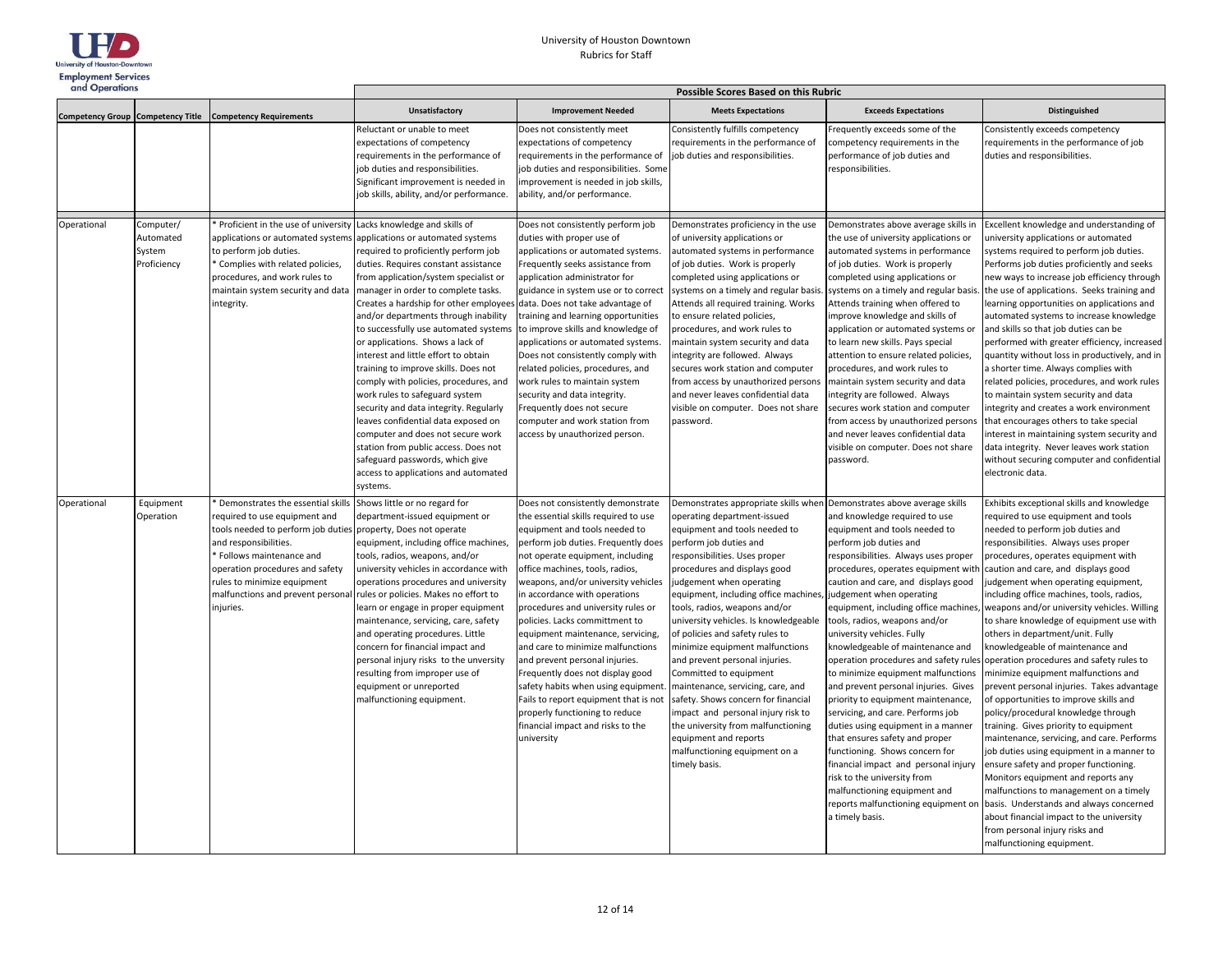University of Houston Downtown
Rubrics for Staff

| | | | Possible Scores Based on this Rubric | | | | |
|---|---|---|---|---|---|---|---|
| **Competency Group** | **Competency Title** | **Competency Requirements** | **Unsatisfactory** | **Improvement Needed** | **Meets Expectations** | **Exceeds Expectations** | **Distinguished** |
| | | | Reluctant or unable to meet expectations of competency requirements in the performance of job duties and responsibilities. Significant improvement is needed in job skills, ability, and/or performance. | Does not consistently meet expectations of competency requirements in the performance of job duties and responsibilities. Some improvement is needed in job skills, ability, and/or performance. | Consistently fulfills competency requirements in the performance of job duties and responsibilities. | Frequently exceeds some of the competency requirements in the performance of job duties and responsibilities. | Consistently exceeds competency requirements in the performance of job duties and responsibilities. |
| Operational | Computer/ Automated System Proficiency | * Proficient in the use of university applications or automated systems to perform job duties. * Complies with related policies, procedures, and work rules to maintain system security and data integrity. | Lacks knowledge and skills of applications or automated systems required to proficiently perform job duties. Requires constant assistance from application/system specialist or manager in order to complete tasks. Creates a hardship for other employees and/or departments through inability to successfully use automated systems or applications. Shows a lack of interest and little effort to obtain training to improve skills. Does not comply with policies, procedures, and work rules to safeguard system security and data integrity. Regularly leaves confidential data exposed on computer and does not secure work station from public access. Does not safeguard passwords, which give access to applications and automated systems. | Does not consistently perform job duties with proper use of applications or automated systems. Frequently seeks assistance from application administrator for guidance in system use or to correct data. Does not take advantage of training and learning opportunities to improve skills and knowledge of applications or automated systems. Does not consistently comply with related policies, procedures, and work rules to maintain system security and data integrity. Frequently does not secure computer and work station from access by unauthorized person. | Demonstrates proficiency in the use of university applications or automated systems in performance of job duties. Work is properly completed using applications or systems on a timely and regular basis. Attends all required training. Works to ensure related policies, procedures, and work rules to maintain system security and data integrity are followed. Always secures work station and computer from access by unauthorized persons and never leaves confidential data visible on computer. Does not share password. | Demonstrates above average skills in the use of university applications or automated systems in performance of job duties. Work is properly completed using applications or systems on a timely and regular basis. Attends training when offered to improve knowledge and skills of application or automated systems or to learn new skills. Pays special attention to ensure related policies, procedures, and work rules to maintain system security and data integrity are followed. Always secures work station and computer from access by unauthorized persons and never leaves confidential data visible on computer. Does not share password. | Excellent knowledge and understanding of university applications or automated systems required to perform job duties. Performs job duties proficiently and seeks new ways to increase job efficiency through the use of applications. Seeks training and learning opportunities on applications and automated systems to increase knowledge and skills so that job duties can be performed with greater efficiency, increased quantity without loss in productively, and in a shorter time. Always complies with related policies, procedures, and work rules to maintain system security and data integrity and creates a work environment that encourages others to take special interest in maintaining system security and data integrity. Never leaves work station without securing computer and confidential electronic data. |
| Operational | Equipment Operation | * Demonstrates the essential skills required to use equipment and tools needed to perform job duties and responsibilities. * Follows maintenance and operation procedures and safety rules to minimize equipment malfunctions and prevent personal injuries. | Shows little or no regard for department-issued equipment or property, Does not operate equipment, including office machines, tools, radios, weapons, and/or university vehicles in accordance with operations procedures and university rules or policies. Makes no effort to learn or engage in proper equipment maintenance, servicing, care, safety and operating procedures. Little concern for financial impact and personal injury risks to the unversity resulting from improper use of equipment or unreported malfunctioning equipment. | Does not consistently demonstrate the essential skills required to use equipment and tools needed to perform job duties. Frequently does not operate equipment, including office machines, tools, radios, weapons, and/or university vehicles in accordance with operations procedures and university rules or policies. Lacks committment to equipment maintenance, servicing, and care to minimize malfunctions and prevent personal injuries. Frequently does not display good safety habits when using equipment. Fails to report equipment that is not properly functioning to reduce financial impact and risks to the university | Demonstrates appropriate skills when operating department-issued equipment and tools needed to perform job duties and responsibilities. Uses proper procedures and displays good judgement when operating equipment, including office machines, tools, radios, weapons and/or university vehicles. Is knowledgeable of policies and safety rules to minimize equipment malfunctions and prevent personal injuries. Committed to equipment maintenance, servicing, care, and safety. Shows concern for financial impact and personal injury risk to the university from malfunctioning equipment and reports malfunctioning equipment on a timely basis. | Demonstrates above average skills and knowledge required to use equipment and tools needed to perform job duties and responsibilities. Always uses proper procedures, operates equipment with caution and care, and displays good judgement when operating equipment, including office machines, tools, radios, weapons and/or university vehicles. Fully knowledgeable of maintenance and operation procedures and safety rules to minimize equipment malfunctions and prevent personal injuries. Gives priority to equipment maintenance, servicing, and care. Performs job duties using equipment in a manner that ensures safety and proper functioning. Shows concern for financial impact and personal injury risk to the university from malfunctioning equipment and reports malfunctioning equipment on a timely basis. | Exhibits exceptional skills and knowledge required to use equipment and tools needed to perform job duties and responsibilities. Always uses proper procedures, operates equipment with caution and care, and displays good judgement when operating equipment, including office machines, tools, radios, weapons and/or university vehicles. Willing to share knowledge of equipment use with others in department/unit. Fully knowledgeable of maintenance and operation procedures and safety rules to minimize equipment malfunctions and prevent personal injuries. Takes advantage of opportunities to improve skills and policy/procedural knowledge through training. Gives priority to equipment maintenance, servicing, and care. Performs job duties using equipment in a manner to ensure safety and proper functioning. Monitors equipment and reports any malfunctions to management on a timely basis. Understands and always concerned about financial impact to the university from personal injury risks and malfunctioning equipment. |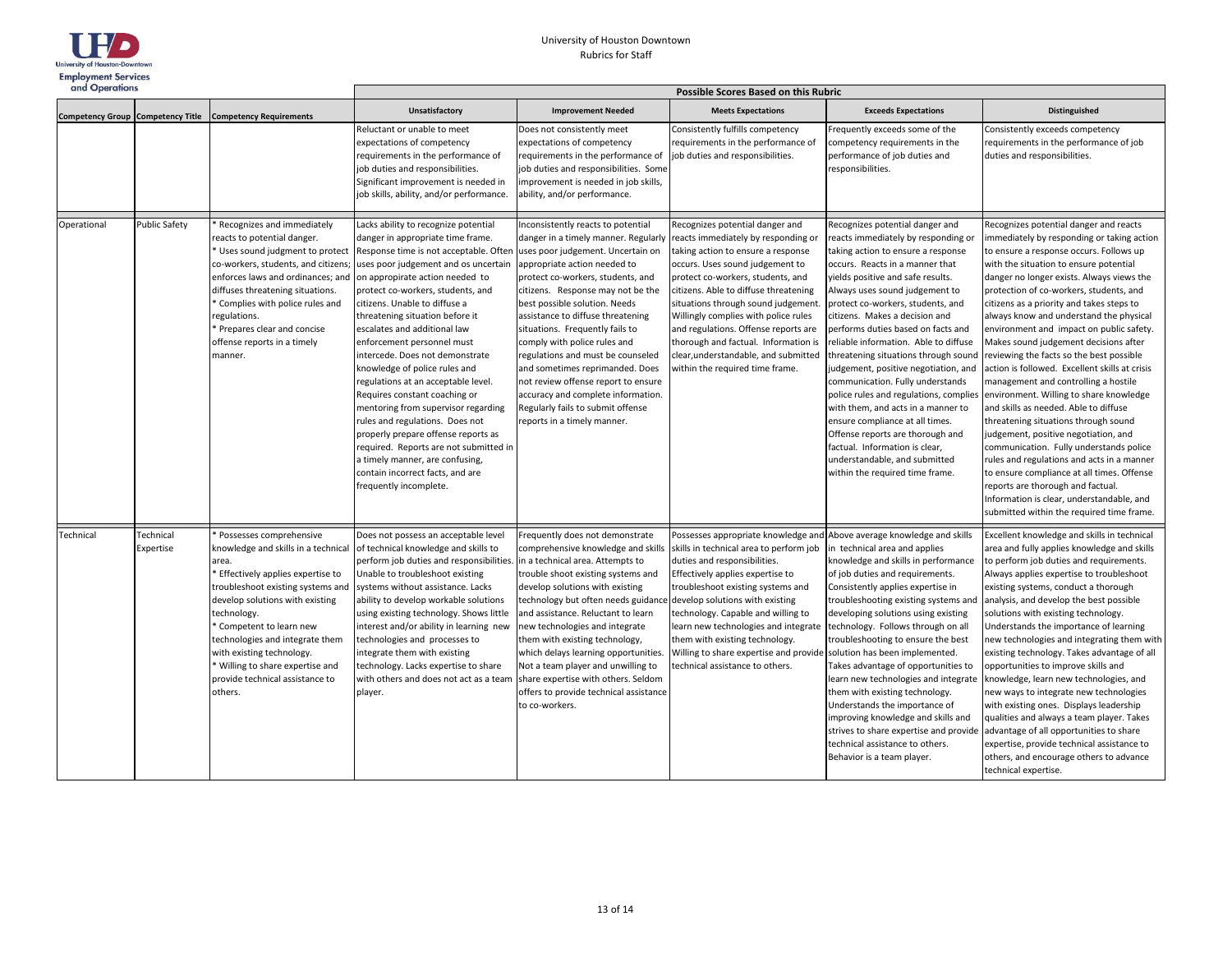University of Houston Downtown

Rubrics for Staff

| | | | Possible Scores Based on this Rubric | | | | |
|---|---|---|---|---|---|---|---|
| **Competency Group** | **Competency Title** | **Competency Requirements** | **Unsatisfactory** | **Improvement Needed** | **Meets Expectations** | **Exceeds Expectations** | **Distinguished** |
| | | | Reluctant or unable to meet expectations of competency requirements in the performance of job duties and responsibilities. Significant improvement is needed in job skills, ability, and/or performance. | Does not consistently meet expectations of competency requirements in the performance of job duties and responsibilities. Some improvement is needed in job skills, ability, and/or performance. | Consistently fulfills competency requirements in the performance of job duties and responsibilities. | Frequently exceeds some of the competency requirements in the performance of job duties and responsibilities. | Consistently exceeds competency requirements in the performance of job duties and responsibilities. |
| Operational | Public Safety | * Recognizes and immediately reacts to potential danger.<br>* Uses sound judgment to protect co-workers, students, and citizens; enforces laws and ordinances; and diffuses threatening situations.<br>* Complies with police rules and regulations.<br>* Prepares clear and concise offense reports in a timely manner. | Lacks ability to recognize potential danger in appropriate time frame. Response time is not acceptable. Often uses poor judgement and os uncertain on appropirate action needed to protect co-workers, students, and citizens. Unable to diffuse a threatening situation before it escalates and additional law enforcement personnel must intercede. Does not demonstrate knowledge of police rules and regulations at an acceptable level. Requires constant coaching or mentoring from supervisor regarding rules and regulations. Does not properly prepare offense reports as required. Reports are not submitted in a timely manner, are confusing, contain incorrect facts, and are frequently incomplete. | Inconsistently reacts to potential danger in a timely manner. Regularly uses poor judgement. Uncertain on appropriate action needed to protect co-workers, students, and citizens. Response may not be the best possible solution. Needs assistance to diffuse threatening situations. Frequently fails to comply with police rules and regulations and must be counseled and sometimes reprimanded. Does not review offense report to ensure accuracy and complete information. Regularly fails to submit offense reports in a timely manner. | Recognizes potential danger and reacts immediately by responding or taking action to ensure a response occurs. Uses sound judgement to protect co-workers, students, and citizens. Able to diffuse threatening situations through sound judgement. Willingly complies with police rules and regulations. Offense reports are thorough and factual. Information is clear,understandable, and submitted within the required time frame. | Recognizes potential danger and reacts immediately by responding or taking action to ensure a response occurs. Reacts in a manner that yields positive and safe results. Always uses sound judgement to protect co-workers, students, and citizens. Makes a decision and performs duties based on facts and reliable information. Able to diffuse threatening situations through sound judgement, positive negotiation, and communication. Fully understands police rules and regulations, complies with them, and acts in a manner to ensure compliance at all times. Offense reports are thorough and factual. Information is clear, understandable, and submitted within the required time frame. | Recognizes potential danger and reacts immediately by responding or taking action to ensure a response occurs. Follows up with the situation to ensure potential danger no longer exists. Always views the protection of co-workers, students, and citizens as a priority and takes steps to always know and understand the physical environment and impact on public safety. Makes sound judgement decisions after reviewing the facts so the best possible action is followed. Excellent skills at crisis management and controlling a hostile environment. Willing to share knowledge and skills as needed. Able to diffuse threatening situations through sound judgement, positive negotiation, and communication. Fully understands police rules and regulations and acts in a manner to ensure compliance at all times. Offense reports are thorough and factual. Information is clear, understandable, and submitted within the required time frame. |
| Technical | Technical Expertise | * Possesses comprehensive knowledge and skills in a technical area.<br>* Effectively applies expertise to troubleshoot existing systems and develop solutions with existing technology.<br>* Competent to learn new technologies and integrate them with existing technology.<br>* Willing to share expertise and provide technical assistance to others. | Does not possess an acceptable level of technical knowledge and skills to perform job duties and responsibilities. Unable to troubleshoot existing systems without assistance. Lacks ability to develop workable solutions using existing technology. Shows little interest and/or ability in learning new technologies and processes to integrate them with existing technology. Lacks expertise to share with others and does not act as a team player. | Frequently does not demonstrate comprehensive knowledge and skills in a technical area. Attempts to trouble shoot existing systems and develop solutions with existing technology but often needs guidance and assistance. Reluctant to learn new technologies and integrate them with existing technology, which delays learning opportunities. Not a team player and unwilling to share expertise with others. Seldom offers to provide technical assistance to co-workers. | Possesses appropriate knowledge and skills in technical area to perform job duties and responsibilities. Effectively applies expertise to troubleshoot existing systems and develop solutions with existing technology. Capable and willing to learn new technologies and integrate them with existing technology. Willing to share expertise and provide technical assistance to others. | Above average knowledge and skills in technical area and applies knowledge and skills in performance of job duties and requirements. Consistently applies expertise in troubleshooting existing systems and developing solutions using existing technology. Follows through on all troubleshooting to ensure the best solution has been implemented. Takes advantage of opportunities to learn new technologies and integrate them with existing technology. Understands the importance of improving knowledge and skills and strives to share expertise and provide technical assistance to others. Behavior is a team player. | Excellent knowledge and skills in technical area and fully applies knowledge and skills to perform job duties and requirements. Always applies expertise to troubleshoot existing systems, conduct a thorough analysis, and develop the best possible solutions with existing technology. Understands the importance of learning new technologies and integrating them with existing technology. Takes advantage of all opportunities to improve skills and knowledge, learn new technologies, and new ways to integrate new technologies with existing ones. Displays leadership qualities and always a team player. Takes advantage of all opportunities to share expertise, provide technical assistance to others, and encourage others to advance technical expertise. |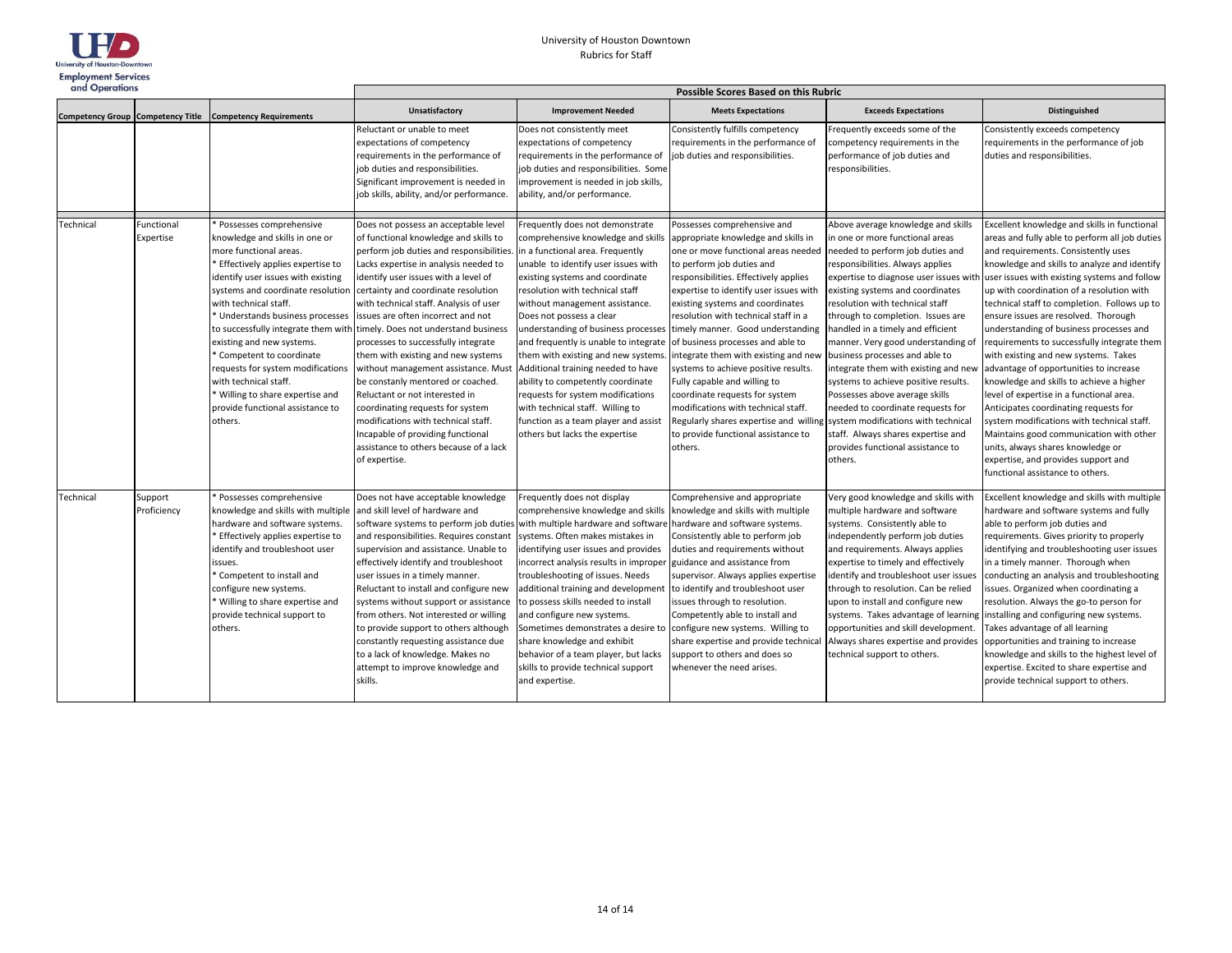University of Houston Downtown
Rubrics for Staff

University of Houston-Downtown
Employment Services and Operations

| | | | Possible Scores Based on this Rubric | | | | |
|---|---|---|---|---|---|---|---|
| Competency Group | Competency Title | Competency Requirements | Unsatisfactory | Improvement Needed | Meets Expectations | Exceeds Expectations | Distinguished |
| | | | Reluctant or unable to meet expectations of competency requirements in the performance of job duties and responsibilities. Significant improvement is needed in job skills, ability, and/or performance. | Does not consistently meet expectations of competency requirements in the performance of job duties and responsibilities. Some improvement is needed in job skills, ability, and/or performance. | Consistently fulfills competency requirements in the performance of job duties and responsibilities. | Frequently exceeds some of the competency requirements in the performance of job duties and responsibilities. | Consistently exceeds competency requirements in the performance of job duties and responsibilities. |
| Technical | Functional Expertise | * Possesses comprehensive knowledge and skills in one or more functional areas.<br>* Effectively applies expertise to identify user issues with existing systems and coordinate resolution with technical staff.<br>* Understands business processes to successfully integrate them with existing and new systems.<br>* Competent to coordinate requests for system modifications with technical staff.<br>* Willing to share expertise and provide functional assistance to others. | Does not possess an acceptable level of functional knowledge and skills to perform job duties and responsibilities. Lacks expertise in analysis needed to identify user issues with a level of certainty and coordinate resolution with technical staff. Analysis of user issues are often incorrect and not timely. Does not understand business processes to successfully integrate them with existing and new systems without management assistance. Must be constanly mentored or coached. Reluctant or not interested in coordinating requests for system modifications with technical staff. Incapable of providing functional assistance to others because of a lack of expertise. | Frequently does not demonstrate comprehensive knowledge and skills in a functional area. Frequently unable to identify user issues with existing systems and coordinate resolution with technical staff without management assistance. Does not possess a clear understanding of business processes and frequently is unable to integrate them with existing and new systems. Additional training needed to have ability to competently coordinate requests for system modifications with technical staff. Willing to function as a team player and assist others but lacks the expertise | Possesses comprehensive and appropriate knowledge and skills in one or move functional areas needed to perform job duties and responsibilities. Effectively applies expertise to identify user issues with existing systems and coordinates resolution with technical staff in a timely manner. Good understanding of business processes and able to integrate them with existing and new systems to achieve positive results. Fully capable and willing to coordinate requests for system modifications with technical staff. Regularly shares expertise and willing to provide functional assistance to others. | Above average knowledge and skills in one or more functional areas needed to perform job duties and responsibilities. Always applies expertise to diagnose user issues with existing systems and coordinates resolution with technical staff through to completion. Issues are handled in a timely and efficient manner. Very good understanding of business processes and able to integrate them with existing and new systems to achieve positive results. Possesses above average skills needed to coordinate requests for system modifications with technical staff. Always shares expertise and provides functional assistance to others. | Excellent knowledge and skills in functional areas and fully able to perform all job duties and requirements. Consistently uses knowledge and skills to analyze and identify user issues with existing systems and follow up with coordination of a resolution with technical staff to completion. Follows up to ensure issues are resolved. Thorough understanding of business processes and requirements to successfully integrate them with existing and new systems. Takes advantage of opportunities to increase knowledge and skills to achieve a higher level of expertise in a functional area. Anticipates coordinating requests for system modifications with technical staff. Maintains good communication with other units, always shares knowledge or expertise, and provides support and functional assistance to others. |
| Technical | Support Proficiency | * Possesses comprehensive knowledge and skills with multiple hardware and software systems.<br>* Effectively applies expertise to identify and troubleshoot user issues.<br>* Competent to install and configure new systems.<br>* Willing to share expertise and provide technical support to others. | Does not have acceptable knowledge and skill level of hardware and software systems to perform job duties and responsibilities. Requires constant supervision and assistance. Unable to effectively identify and troubleshoot user issues in a timely manner. Reluctant to install and configure new systems without support or assistance from others. Not interested or willing to provide support to others although constantly requesting assistance due to a lack of knowledge. Makes no attempt to improve knowledge and skills. | Frequently does not display comprehensive knowledge and skills with multiple hardware and software systems. Often makes mistakes in identifying user issues and provides incorrect analysis results in improper troubleshooting of issues. Needs additional training and development to possess skills needed to install and configure new systems. Sometimes demonstrates a desire to share knowledge and exhibit behavior of a team player, but lacks skills to provide technical support and expertise. | Comprehensive and appropriate knowledge and skills with multiple hardware and software systems. Consistently able to perform job duties and requirements without guidance and assistance from supervisor. Always applies expertise to identify and troubleshoot user issues through to resolution. Competently able to install and configure new systems. Willing to share expertise and provide technical support to others and does so whenever the need arises. | Very good knowledge and skills with multiple hardware and software systems. Consistently able to independently perform job duties and requirements. Always applies expertise to timely and effectively identify and troubleshoot user issues through to resolution. Can be relied upon to install and configure new systems. Takes advantage of learning opportunities and skill development. Always shares expertise and provides technical support to others. | Excellent knowledge and skills with multiple hardware and software systems and fully able to perform job duties and requirements. Gives priority to properly identifying and troubleshooting user issues in a timely manner. Thorough when conducting an analysis and troubleshooting issues. Organized when coordinating a resolution. Always the go-to person for installing and configuring new systems. Takes advantage of all learning opportunities and training to increase knowledge and skills to the highest level of expertise. Excited to share expertise and provide technical support to others. |